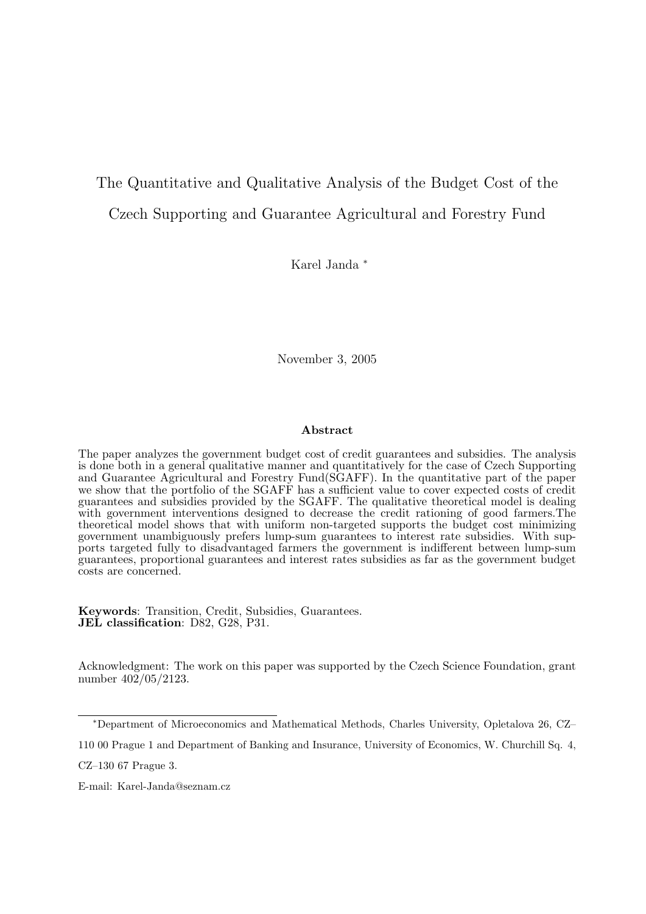# The Quantitative and Qualitative Analysis of the Budget Cost of the Czech Supporting and Guarantee Agricultural and Forestry Fund

Karel Janda [*]

November 3, 2005

**Abstract**

The paper analyzes the government budget cost of credit guarantees and subsidies. The analysis is done both in a general qualitative manner and quantitatively for the case of Czech Supporting and Guarantee Agricultural and Forestry Fund(SGAFF). In the quantitative part of the paper we show that the portfolio of the SGAFF has a sufficient value to cover expected costs of credit guarantees and subsidies provided by the SGAFF. The qualitative theoretical model is dealing with government interventions designed to decrease the credit rationing of good farmers.The theoretical model shows that with uniform non-targeted supports the budget cost minimizing government unambiguously prefers lump-sum guarantees to interest rate subsidies. With supports targeted fully to disadvantaged farmers the government is indifferent between lump-sum guarantees, proportional guarantees and interest rates subsidies as far as the government budget costs are concerned.

**Keywords**: Transition, Credit, Subsidies, Guarantees.
**JEL classification**: D82, G28, P31.

Acknowledgment: The work on this paper was supported by the Czech Science Foundation, grant number 402/05/2123.

[*]Department of Microeconomics and Mathematical Methods, Charles University, Opletalova 26, CZ–110 00 Prague 1 and Department of Banking and Insurance, University of Economics, W. Churchill Sq. 4, CZ–130 67 Prague 3.

E-mail: Karel-Janda@seznam.cz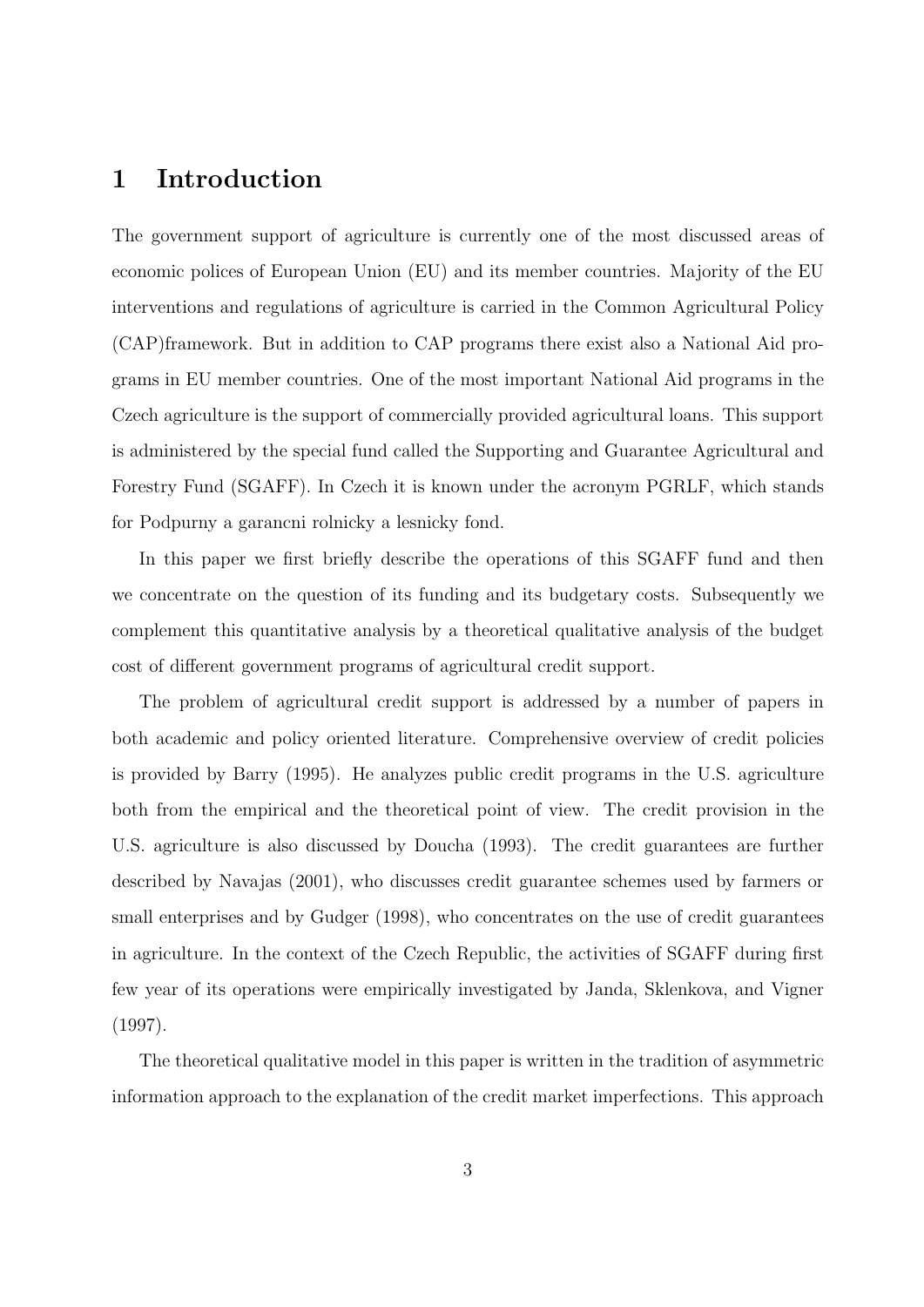# 1 Introduction

The government support of agriculture is currently one of the most discussed areas of economic polices of European Union (EU) and its member countries. Majority of the EU interventions and regulations of agriculture is carried in the Common Agricultural Policy (CAP)framework. But in addition to CAP programs there exist also a National Aid programs in EU member countries. One of the most important National Aid programs in the Czech agriculture is the support of commercially provided agricultural loans. This support is administered by the special fund called the Supporting and Guarantee Agricultural and Forestry Fund (SGAFF). In Czech it is known under the acronym PGRLF, which stands for Podpurny a garancni rolnicky a lesnicky fond.

In this paper we first briefly describe the operations of this SGAFF fund and then we concentrate on the question of its funding and its budgetary costs. Subsequently we complement this quantitative analysis by a theoretical qualitative analysis of the budget cost of different government programs of agricultural credit support.

The problem of agricultural credit support is addressed by a number of papers in both academic and policy oriented literature. Comprehensive overview of credit policies is provided by Barry (1995). He analyzes public credit programs in the U.S. agriculture both from the empirical and the theoretical point of view. The credit provision in the U.S. agriculture is also discussed by Doucha (1993). The credit guarantees are further described by Navajas (2001), who discusses credit guarantee schemes used by farmers or small enterprises and by Gudger (1998), who concentrates on the use of credit guarantees in agriculture. In the context of the Czech Republic, the activities of SGAFF during first few year of its operations were empirically investigated by Janda, Sklenkova, and Vigner (1997).

The theoretical qualitative model in this paper is written in the tradition of asymmetric information approach to the explanation of the credit market imperfections. This approach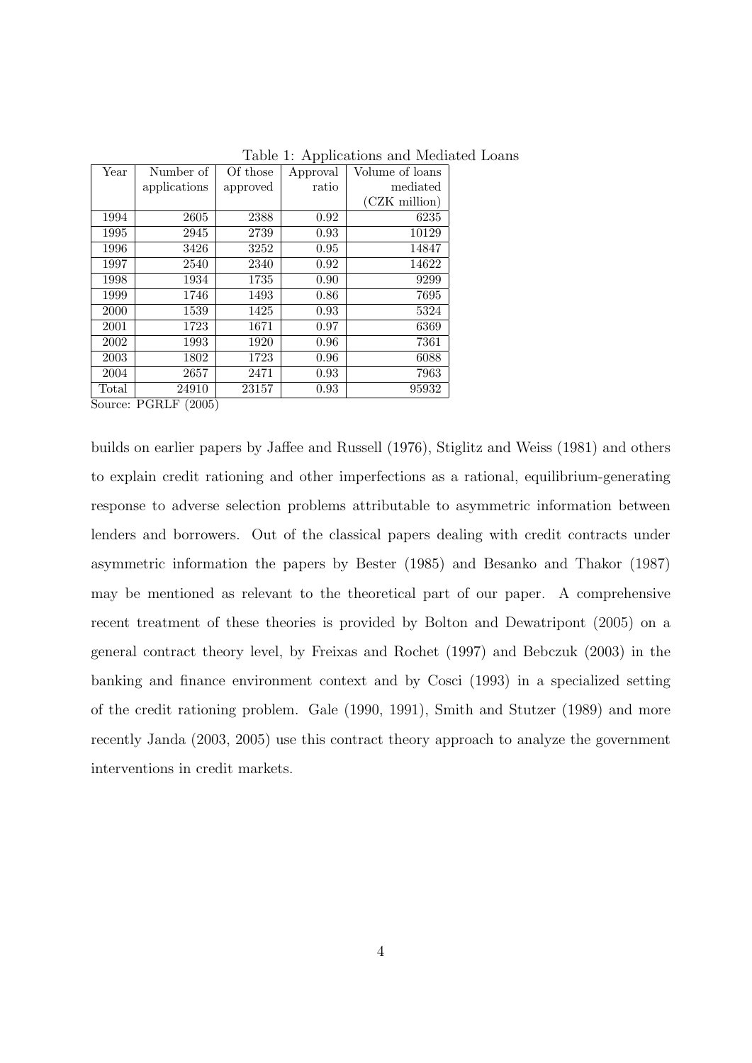Table 1: Applications and Mediated Loans

| Year | Number of applications | Of those approved | Approval ratio | Volume of loans mediated (CZK million) |
|---|---|---|---|---|
| 1994 | 2605 | 2388 | 0.92 | 6235 |
| 1995 | 2945 | 2739 | 0.93 | 10129 |
| 1996 | 3426 | 3252 | 0.95 | 14847 |
| 1997 | 2540 | 2340 | 0.92 | 14622 |
| 1998 | 1934 | 1735 | 0.90 | 9299 |
| 1999 | 1746 | 1493 | 0.86 | 7695 |
| 2000 | 1539 | 1425 | 0.93 | 5324 |
| 2001 | 1723 | 1671 | 0.97 | 6369 |
| 2002 | 1993 | 1920 | 0.96 | 7361 |
| 2003 | 1802 | 1723 | 0.96 | 6088 |
| 2004 | 2657 | 2471 | 0.93 | 7963 |
| Total | 24910 | 23157 | 0.93 | 95932 |

Source: PGRLF (2005)

builds on earlier papers by Jaffee and Russell (1976), Stiglitz and Weiss (1981) and others to explain credit rationing and other imperfections as a rational, equilibrium-generating response to adverse selection problems attributable to asymmetric information between lenders and borrowers. Out of the classical papers dealing with credit contracts under asymmetric information the papers by Bester (1985) and Besanko and Thakor (1987) may be mentioned as relevant to the theoretical part of our paper. A comprehensive recent treatment of these theories is provided by Bolton and Dewatripont (2005) on a general contract theory level, by Freixas and Rochet (1997) and Bebczuk (2003) in the banking and finance environment context and by Cosci (1993) in a specialized setting of the credit rationing problem. Gale (1990, 1991), Smith and Stutzer (1989) and more recently Janda (2003, 2005) use this contract theory approach to analyze the government interventions in credit markets.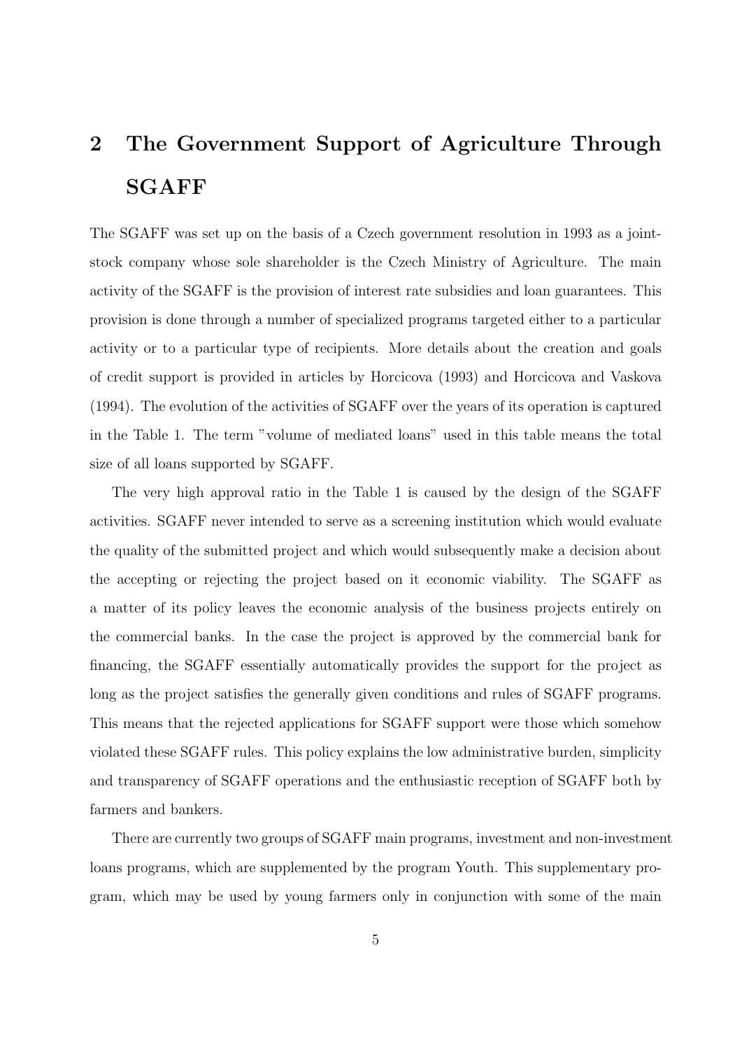## 2 The Government Support of Agriculture Through SGAFF

The SGAFF was set up on the basis of a Czech government resolution in 1993 as a joint-stock company whose sole shareholder is the Czech Ministry of Agriculture. The main activity of the SGAFF is the provision of interest rate subsidies and loan guarantees. This provision is done through a number of specialized programs targeted either to a particular activity or to a particular type of recipients. More details about the creation and goals of credit support is provided in articles by Horcicova (1993) and Horcicova and Vaskova (1994). The evolution of the activities of SGAFF over the years of its operation is captured in the Table 1. The term "volume of mediated loans" used in this table means the total size of all loans supported by SGAFF.

The very high approval ratio in the Table 1 is caused by the design of the SGAFF activities. SGAFF never intended to serve as a screening institution which would evaluate the quality of the submitted project and which would subsequently make a decision about the accepting or rejecting the project based on it economic viability. The SGAFF as a matter of its policy leaves the economic analysis of the business projects entirely on the commercial banks. In the case the project is approved by the commercial bank for financing, the SGAFF essentially automatically provides the support for the project as long as the project satisfies the generally given conditions and rules of SGAFF programs. This means that the rejected applications for SGAFF support were those which somehow violated these SGAFF rules. This policy explains the low administrative burden, simplicity and transparency of SGAFF operations and the enthusiastic reception of SGAFF both by farmers and bankers.

There are currently two groups of SGAFF main programs, investment and non-investment loans programs, which are supplemented by the program Youth. This supplementary program, which may be used by young farmers only in conjunction with some of the main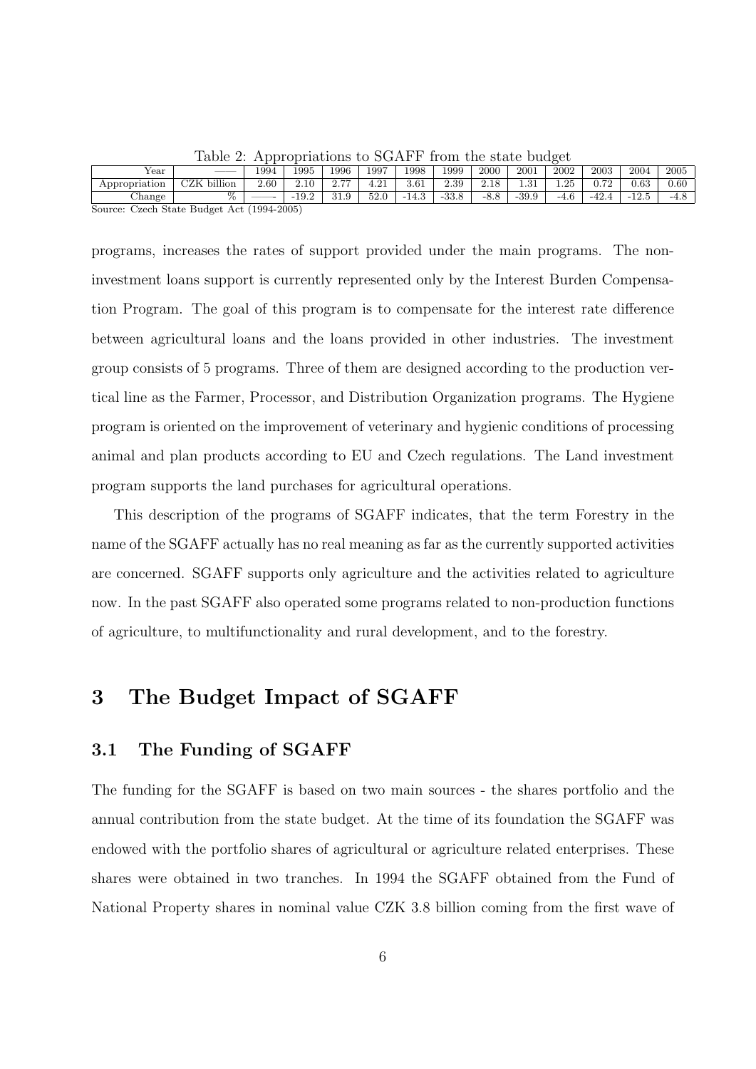Table 2: Appropriations to SGAFF from the state budget

| Year | —— | 1994 | 1995 | 1996 | 1997 | 1998 | 1999 | 2000 | 2001 | 2002 | 2003 | 2004 | 2005 |
|---|---|---|---|---|---|---|---|---|---|---|---|---|---|
| Appropriation | CZK billion | 2.60 | 2.10 | 2.77 | 4.21 | 3.61 | 2.39 | 2.18 | 1.31 | 1.25 | 0.72 | 0.63 | 0.60 |
| Change | % | —— | -19.2 | 31.9 | 52.0 | -14.3 | -33.8 | -8.8 | -39.9 | -4.6 | -42.4 | -12.5 | -4.8 |

Source: Czech State Budget Act (1994-2005)

programs, increases the rates of support provided under the main programs. The non-investment loans support is currently represented only by the Interest Burden Compensation Program. The goal of this program is to compensate for the interest rate difference between agricultural loans and the loans provided in other industries. The investment group consists of 5 programs. Three of them are designed according to the production vertical line as the Farmer, Processor, and Distribution Organization programs. The Hygiene program is oriented on the improvement of veterinary and hygienic conditions of processing animal and plan products according to EU and Czech regulations. The Land investment program supports the land purchases for agricultural operations.

This description of the programs of SGAFF indicates, that the term Forestry in the name of the SGAFF actually has no real meaning as far as the currently supported activities are concerned. SGAFF supports only agriculture and the activities related to agriculture now. In the past SGAFF also operated some programs related to non-production functions of agriculture, to multifunctionality and rural development, and to the forestry.

# 3 The Budget Impact of SGAFF

## 3.1 The Funding of SGAFF

The funding for the SGAFF is based on two main sources - the shares portfolio and the annual contribution from the state budget. At the time of its foundation the SGAFF was endowed with the portfolio shares of agricultural or agriculture related enterprises. These shares were obtained in two tranches. In 1994 the SGAFF obtained from the Fund of National Property shares in nominal value CZK 3.8 billion coming from the first wave of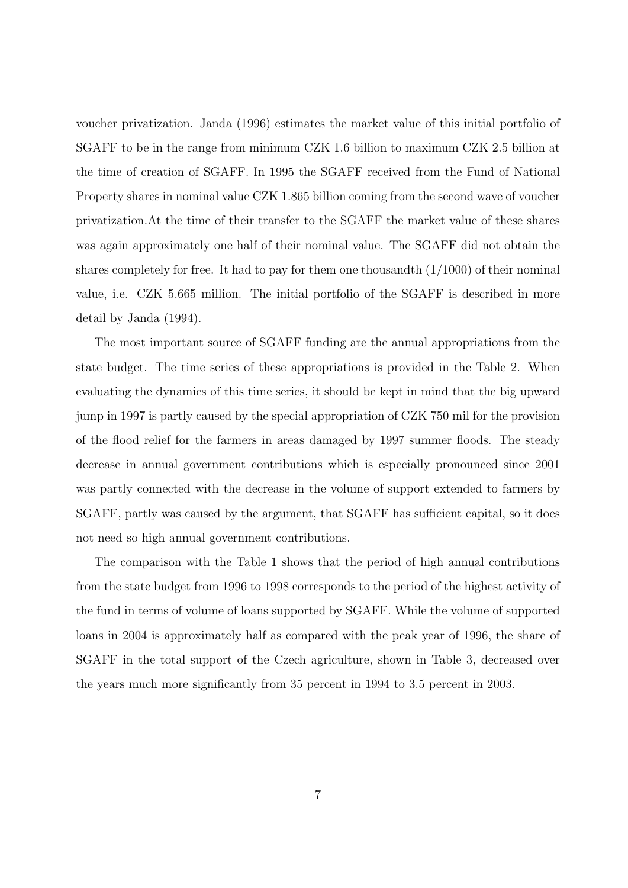voucher privatization. Janda (1996) estimates the market value of this initial portfolio of SGAFF to be in the range from minimum CZK 1.6 billion to maximum CZK 2.5 billion at the time of creation of SGAFF. In 1995 the SGAFF received from the Fund of National Property shares in nominal value CZK 1.865 billion coming from the second wave of voucher privatization.At the time of their transfer to the SGAFF the market value of these shares was again approximately one half of their nominal value. The SGAFF did not obtain the shares completely for free. It had to pay for them one thousandth (1/1000) of their nominal value, i.e. CZK 5.665 million. The initial portfolio of the SGAFF is described in more detail by Janda (1994).

The most important source of SGAFF funding are the annual appropriations from the state budget. The time series of these appropriations is provided in the Table 2. When evaluating the dynamics of this time series, it should be kept in mind that the big upward jump in 1997 is partly caused by the special appropriation of CZK 750 mil for the provision of the flood relief for the farmers in areas damaged by 1997 summer floods. The steady decrease in annual government contributions which is especially pronounced since 2001 was partly connected with the decrease in the volume of support extended to farmers by SGAFF, partly was caused by the argument, that SGAFF has sufficient capital, so it does not need so high annual government contributions.

The comparison with the Table 1 shows that the period of high annual contributions from the state budget from 1996 to 1998 corresponds to the period of the highest activity of the fund in terms of volume of loans supported by SGAFF. While the volume of supported loans in 2004 is approximately half as compared with the peak year of 1996, the share of SGAFF in the total support of the Czech agriculture, shown in Table 3, decreased over the years much more significantly from 35 percent in 1994 to 3.5 percent in 2003.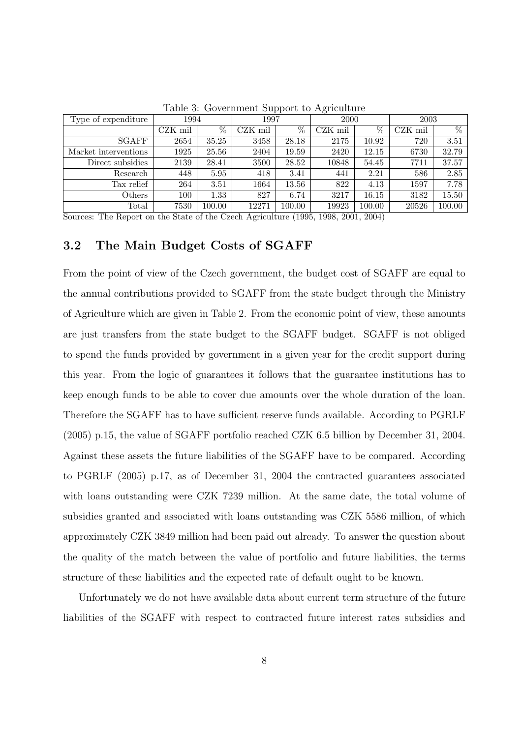Table 3: Government Support to Agriculture

| Type of expenditure | 1994 | | 1997 | | 2000 | | 2003 | |
|---|---|---|---|---|---|---|---|---|
| | CZK mil | % | CZK mil | % | CZK mil | % | CZK mil | % |
| SGAFF | 2654 | 35.25 | 3458 | 28.18 | 2175 | 10.92 | 720 | 3.51 |
| Market interventions | 1925 | 25.56 | 2404 | 19.59 | 2420 | 12.15 | 6730 | 32.79 |
| Direct subsidies | 2139 | 28.41 | 3500 | 28.52 | 10848 | 54.45 | 7711 | 37.57 |
| Research | 448 | 5.95 | 418 | 3.41 | 441 | 2.21 | 586 | 2.85 |
| Tax relief | 264 | 3.51 | 1664 | 13.56 | 822 | 4.13 | 1597 | 7.78 |
| Others | 100 | 1.33 | 827 | 6.74 | 3217 | 16.15 | 3182 | 15.50 |
| Total | 7530 | 100.00 | 12271 | 100.00 | 19923 | 100.00 | 20526 | 100.00 |

Sources: The Report on the State of the Czech Agriculture (1995, 1998, 2001, 2004)

## 3.2 The Main Budget Costs of SGAFF

From the point of view of the Czech government, the budget cost of SGAFF are equal to the annual contributions provided to SGAFF from the state budget through the Ministry of Agriculture which are given in Table 2. From the economic point of view, these amounts are just transfers from the state budget to the SGAFF budget. SGAFF is not obliged to spend the funds provided by government in a given year for the credit support during this year. From the logic of guarantees it follows that the guarantee institutions has to keep enough funds to be able to cover due amounts over the whole duration of the loan. Therefore the SGAFF has to have sufficient reserve funds available. According to PGRLF (2005) p.15, the value of SGAFF portfolio reached CZK 6.5 billion by December 31, 2004. Against these assets the future liabilities of the SGAFF have to be compared. According to PGRLF (2005) p.17, as of December 31, 2004 the contracted guarantees associated with loans outstanding were CZK 7239 million. At the same date, the total volume of subsidies granted and associated with loans outstanding was CZK 5586 million, of which approximately CZK 3849 million had been paid out already. To answer the question about the quality of the match between the value of portfolio and future liabilities, the terms structure of these liabilities and the expected rate of default ought to be known.

Unfortunately we do not have available data about current term structure of the future liabilities of the SGAFF with respect to contracted future interest rates subsidies and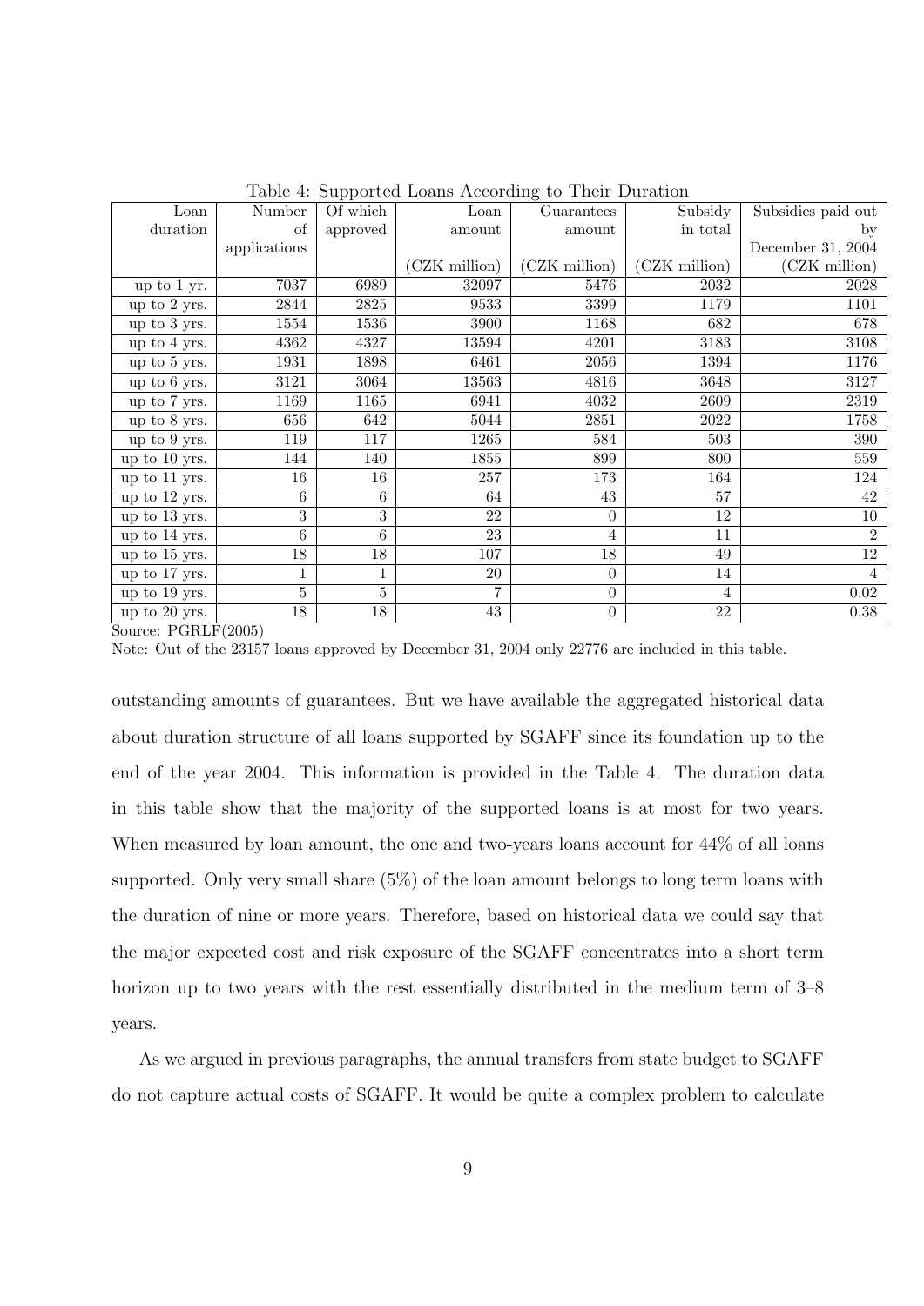Table 4: Supported Loans According to Their Duration

| Loan duration | Number of applications | Of which approved | Loan amount (CZK million) | Guarantees amount (CZK million) | Subsidy in total (CZK million) | Subsidies paid out by December 31, 2004 (CZK million) |
|---|---|---|---|---|---|---|
| up to 1 yr. | 7037 | 6989 | 32097 | 5476 | 2032 | 2028 |
| up to 2 yrs. | 2844 | 2825 | 9533 | 3399 | 1179 | 1101 |
| up to 3 yrs. | 1554 | 1536 | 3900 | 1168 | 682 | 678 |
| up to 4 yrs. | 4362 | 4327 | 13594 | 4201 | 3183 | 3108 |
| up to 5 yrs. | 1931 | 1898 | 6461 | 2056 | 1394 | 1176 |
| up to 6 yrs. | 3121 | 3064 | 13563 | 4816 | 3648 | 3127 |
| up to 7 yrs. | 1169 | 1165 | 6941 | 4032 | 2609 | 2319 |
| up to 8 yrs. | 656 | 642 | 5044 | 2851 | 2022 | 1758 |
| up to 9 yrs. | 119 | 117 | 1265 | 584 | 503 | 390 |
| up to 10 yrs. | 144 | 140 | 1855 | 899 | 800 | 559 |
| up to 11 yrs. | 16 | 16 | 257 | 173 | 164 | 124 |
| up to 12 yrs. | 6 | 6 | 64 | 43 | 57 | 42 |
| up to 13 yrs. | 3 | 3 | 22 | 0 | 12 | 10 |
| up to 14 yrs. | 6 | 6 | 23 | 4 | 11 | 2 |
| up to 15 yrs. | 18 | 18 | 107 | 18 | 49 | 12 |
| up to 17 yrs. | 1 | 1 | 20 | 0 | 14 | 4 |
| up to 19 yrs. | 5 | 5 | 7 | 0 | 4 | 0.02 |
| up to 20 yrs. | 18 | 18 | 43 | 0 | 22 | 0.38 |

Source: PGRLF(2005)

Note: Out of the 23157 loans approved by December 31, 2004 only 22776 are included in this table.

outstanding amounts of guarantees. But we have available the aggregated historical data about duration structure of all loans supported by SGAFF since its foundation up to the end of the year 2004. This information is provided in the Table 4. The duration data in this table show that the majority of the supported loans is at most for two years. When measured by loan amount, the one and two-years loans account for 44% of all loans supported. Only very small share (5%) of the loan amount belongs to long term loans with the duration of nine or more years. Therefore, based on historical data we could say that the major expected cost and risk exposure of the SGAFF concentrates into a short term horizon up to two years with the rest essentially distributed in the medium term of 3–8 years.

As we argued in previous paragraphs, the annual transfers from state budget to SGAFF do not capture actual costs of SGAFF. It would be quite a complex problem to calculate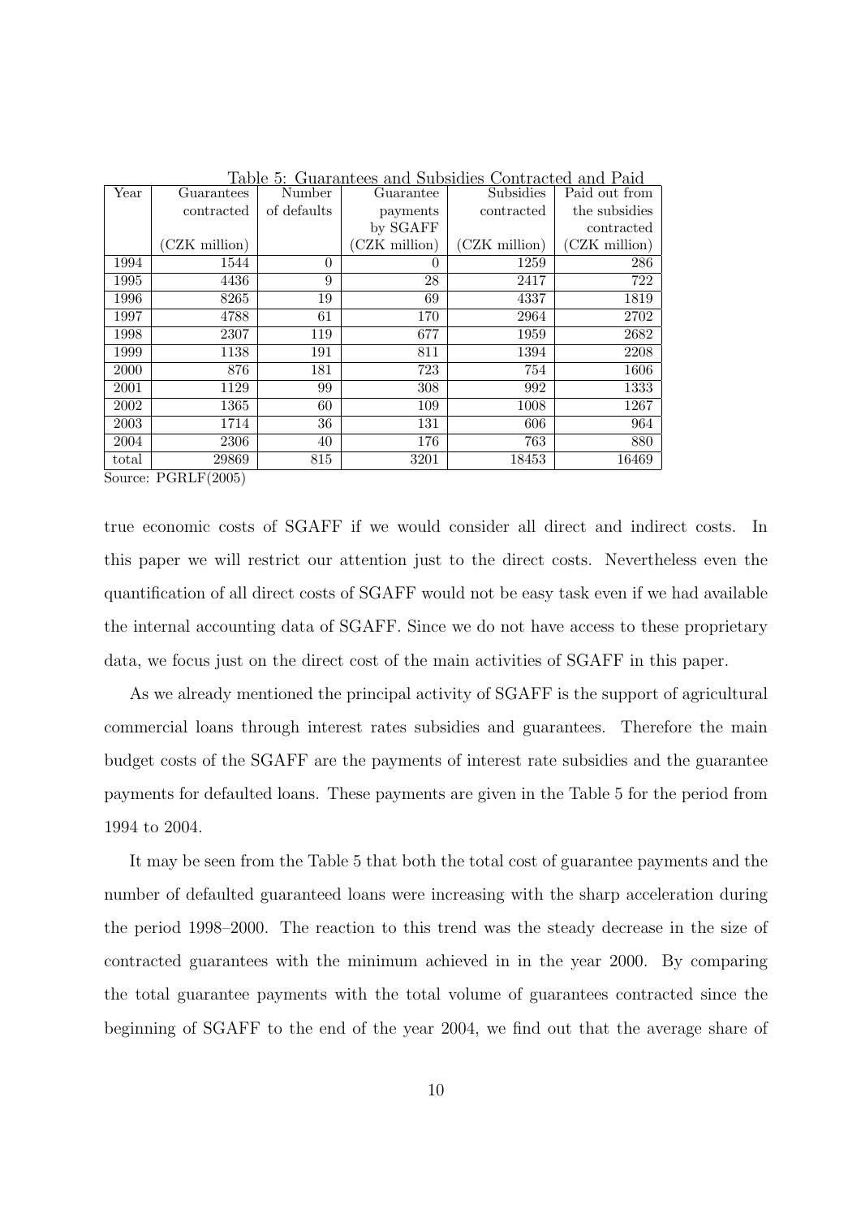Table 5: Guarantees and Subsidies Contracted and Paid

| Year | Guarantees contracted (CZK million) | Number of defaults | Guarantee payments by SGAFF (CZK million) | Subsidies contracted (CZK million) | Paid out from the subsidies contracted (CZK million) |
|---|---|---|---|---|---|
| 1994 | 1544 | 0 | 0 | 1259 | 286 |
| 1995 | 4436 | 9 | 28 | 2417 | 722 |
| 1996 | 8265 | 19 | 69 | 4337 | 1819 |
| 1997 | 4788 | 61 | 170 | 2964 | 2702 |
| 1998 | 2307 | 119 | 677 | 1959 | 2682 |
| 1999 | 1138 | 191 | 811 | 1394 | 2208 |
| 2000 | 876 | 181 | 723 | 754 | 1606 |
| 2001 | 1129 | 99 | 308 | 992 | 1333 |
| 2002 | 1365 | 60 | 109 | 1008 | 1267 |
| 2003 | 1714 | 36 | 131 | 606 | 964 |
| 2004 | 2306 | 40 | 176 | 763 | 880 |
| total | 29869 | 815 | 3201 | 18453 | 16469 |

Source: PGRLF(2005)

true economic costs of SGAFF if we would consider all direct and indirect costs. In this paper we will restrict our attention just to the direct costs. Nevertheless even the quantification of all direct costs of SGAFF would not be easy task even if we had available the internal accounting data of SGAFF. Since we do not have access to these proprietary data, we focus just on the direct cost of the main activities of SGAFF in this paper.

As we already mentioned the principal activity of SGAFF is the support of agricultural commercial loans through interest rates subsidies and guarantees. Therefore the main budget costs of the SGAFF are the payments of interest rate subsidies and the guarantee payments for defaulted loans. These payments are given in the Table 5 for the period from 1994 to 2004.

It may be seen from the Table 5 that both the total cost of guarantee payments and the number of defaulted guaranteed loans were increasing with the sharp acceleration during the period 1998–2000. The reaction to this trend was the steady decrease in the size of contracted guarantees with the minimum achieved in in the year 2000. By comparing the total guarantee payments with the total volume of guarantees contracted since the beginning of SGAFF to the end of the year 2004, we find out that the average share of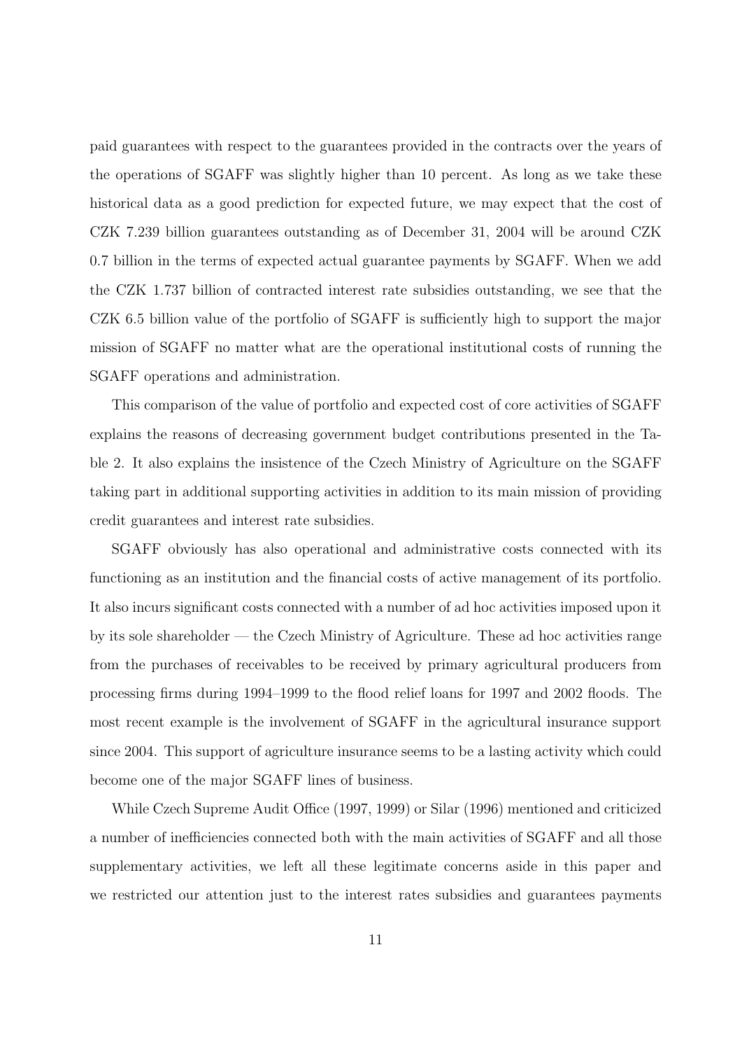paid guarantees with respect to the guarantees provided in the contracts over the years of the operations of SGAFF was slightly higher than 10 percent. As long as we take these historical data as a good prediction for expected future, we may expect that the cost of CZK 7.239 billion guarantees outstanding as of December 31, 2004 will be around CZK 0.7 billion in the terms of expected actual guarantee payments by SGAFF. When we add the CZK 1.737 billion of contracted interest rate subsidies outstanding, we see that the CZK 6.5 billion value of the portfolio of SGAFF is sufficiently high to support the major mission of SGAFF no matter what are the operational institutional costs of running the SGAFF operations and administration.

This comparison of the value of portfolio and expected cost of core activities of SGAFF explains the reasons of decreasing government budget contributions presented in the Table 2. It also explains the insistence of the Czech Ministry of Agriculture on the SGAFF taking part in additional supporting activities in addition to its main mission of providing credit guarantees and interest rate subsidies.

SGAFF obviously has also operational and administrative costs connected with its functioning as an institution and the financial costs of active management of its portfolio. It also incurs significant costs connected with a number of ad hoc activities imposed upon it by its sole shareholder — the Czech Ministry of Agriculture. These ad hoc activities range from the purchases of receivables to be received by primary agricultural producers from processing firms during 1994–1999 to the flood relief loans for 1997 and 2002 floods. The most recent example is the involvement of SGAFF in the agricultural insurance support since 2004. This support of agriculture insurance seems to be a lasting activity which could become one of the major SGAFF lines of business.

While Czech Supreme Audit Office (1997, 1999) or Silar (1996) mentioned and criticized a number of inefficiencies connected both with the main activities of SGAFF and all those supplementary activities, we left all these legitimate concerns aside in this paper and we restricted our attention just to the interest rates subsidies and guarantees payments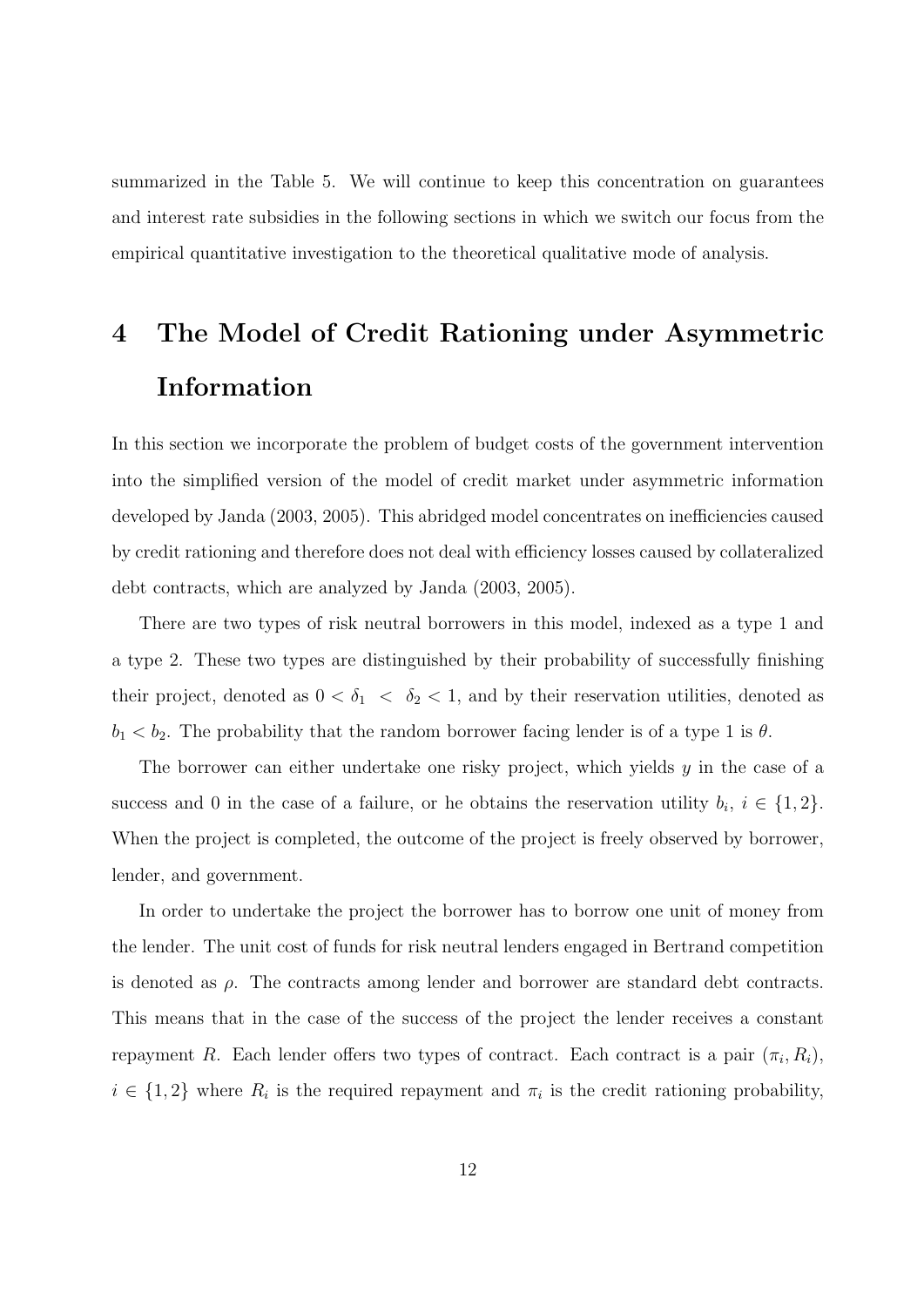summarized in the Table 5. We will continue to keep this concentration on guarantees and interest rate subsidies in the following sections in which we switch our focus from the empirical quantitative investigation to the theoretical qualitative mode of analysis.

# 4 The Model of Credit Rationing under Asymmetric Information

In this section we incorporate the problem of budget costs of the government intervention into the simplified version of the model of credit market under asymmetric information developed by Janda (2003, 2005). This abridged model concentrates on inefficiencies caused by credit rationing and therefore does not deal with efficiency losses caused by collateralized debt contracts, which are analyzed by Janda (2003, 2005).

There are two types of risk neutral borrowers in this model, indexed as a type 1 and a type 2. These two types are distinguished by their probability of successfully finishing their project, denoted as $0 < \delta_1 < \delta_2 < 1$, and by their reservation utilities, denoted as $b_1 < b_2$. The probability that the random borrower facing lender is of a type 1 is $\theta$.

The borrower can either undertake one risky project, which yields $y$ in the case of a success and 0 in the case of a failure, or he obtains the reservation utility $b_i$, $i \in \{1, 2\}$. When the project is completed, the outcome of the project is freely observed by borrower, lender, and government.

In order to undertake the project the borrower has to borrow one unit of money from the lender. The unit cost of funds for risk neutral lenders engaged in Bertrand competition is denoted as $\rho$. The contracts among lender and borrower are standard debt contracts. This means that in the case of the success of the project the lender receives a constant repayment $R$. Each lender offers two types of contract. Each contract is a pair $(\pi_i, R_i)$, $i \in \{1, 2\}$ where $R_i$ is the required repayment and $\pi_i$ is the credit rationing probability,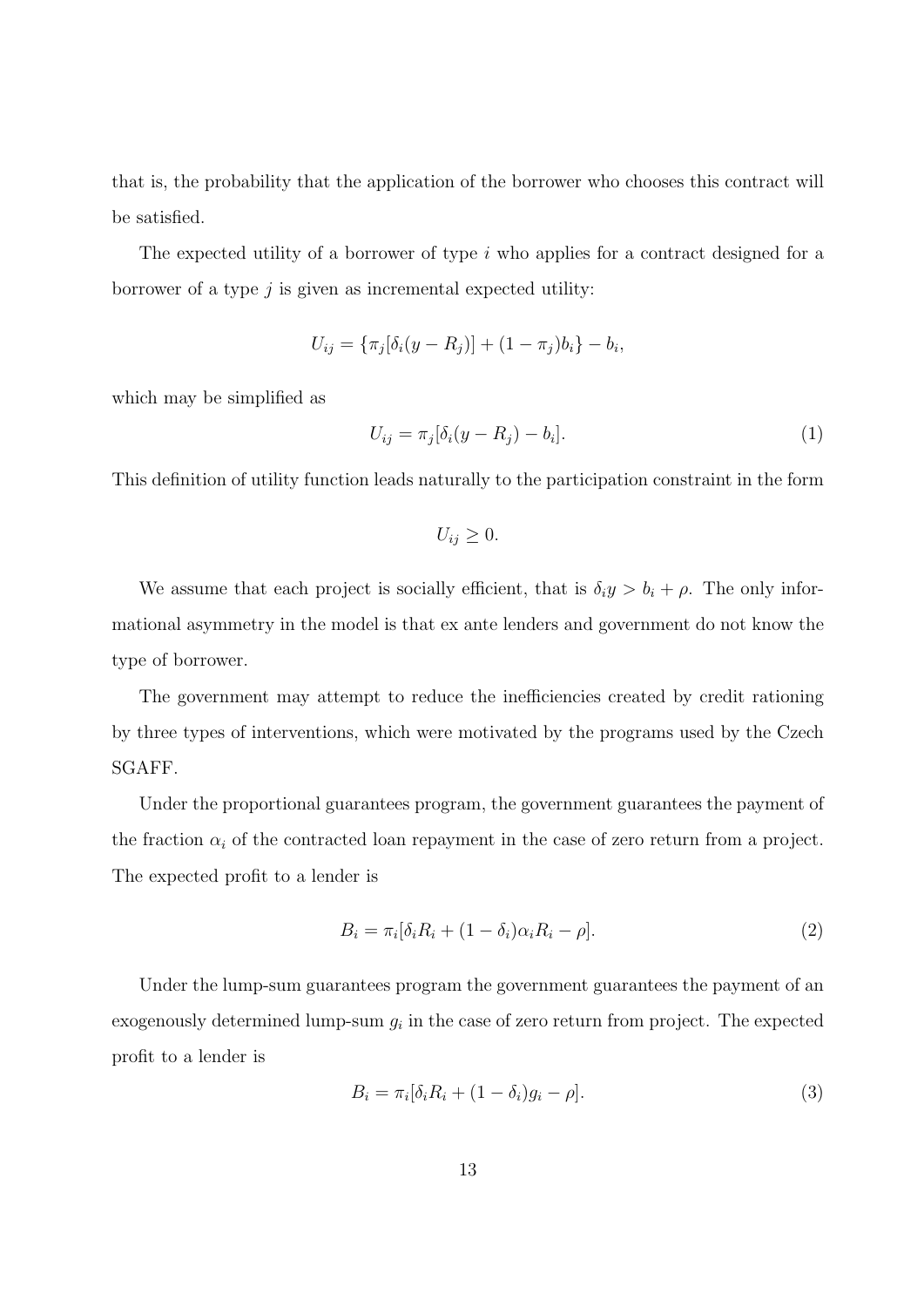that is, the probability that the application of the borrower who chooses this contract will be satisfied.

The expected utility of a borrower of type $i$ who applies for a contract designed for a borrower of a type $j$ is given as incremental expected utility:

$$U_{ij} = \{\pi_j[\delta_i(y - R_j)] + (1 - \pi_j)b_i\} - b_i,$$

which may be simplified as

$$U_{ij} = \pi_j[\delta_i(y - R_j) - b_i]. \tag{1}$$

This definition of utility function leads naturally to the participation constraint in the form

$$U_{ij} \geq 0.$$

We assume that each project is socially efficient, that is $\delta_i y > b_i + \rho$. The only informational asymmetry in the model is that ex ante lenders and government do not know the type of borrower.

The government may attempt to reduce the inefficiencies created by credit rationing by three types of interventions, which were motivated by the programs used by the Czech SGAFF.

Under the proportional guarantees program, the government guarantees the payment of the fraction $\alpha_i$ of the contracted loan repayment in the case of zero return from a project. The expected profit to a lender is

$$B_i = \pi_i[\delta_i R_i + (1 - \delta_i)\alpha_i R_i - \rho]. \tag{2}$$

Under the lump-sum guarantees program the government guarantees the payment of an exogenously determined lump-sum $g_i$ in the case of zero return from project. The expected profit to a lender is

$$B_i = \pi_i[\delta_i R_i + (1 - \delta_i)g_i - \rho]. \tag{3}$$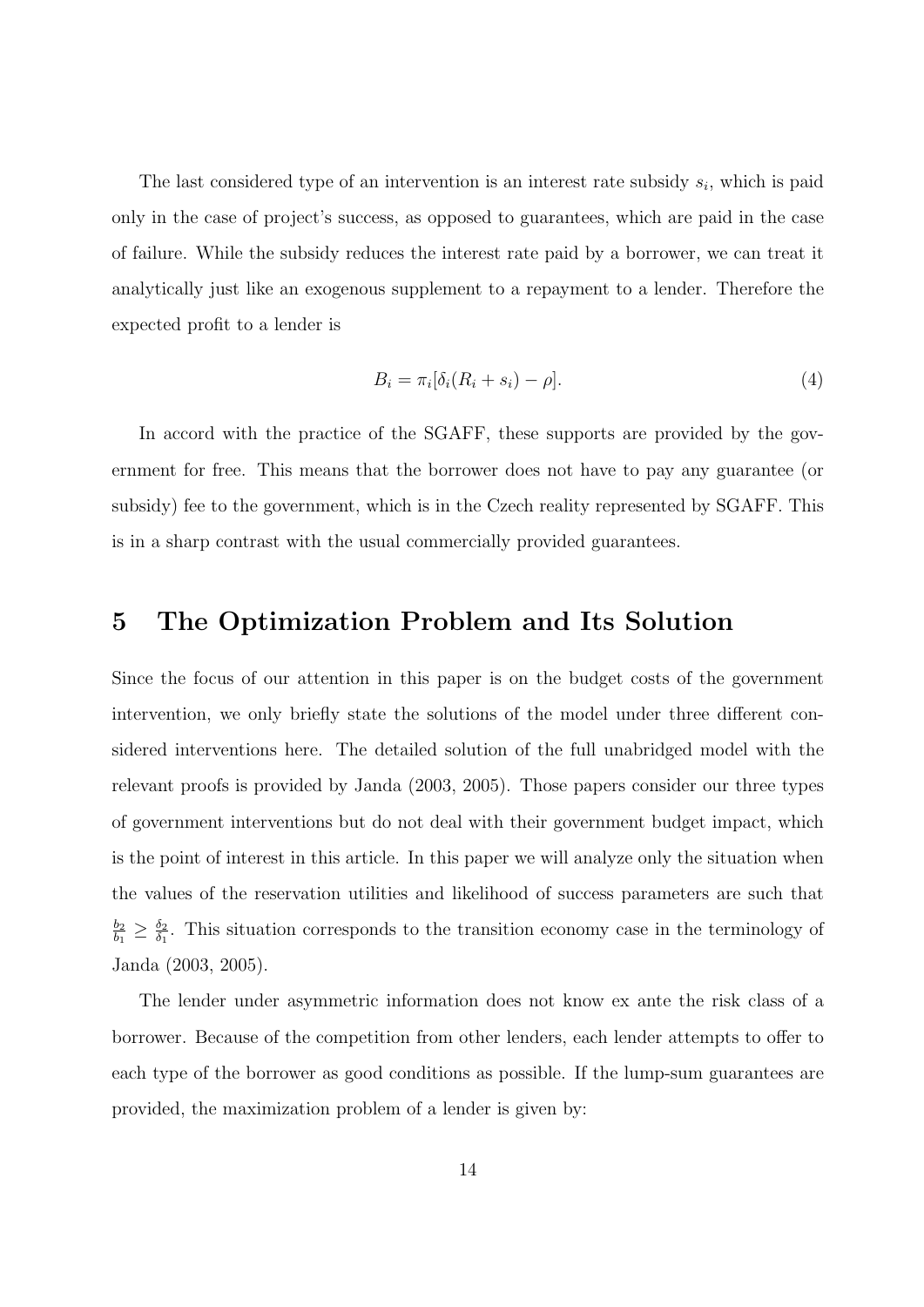The last considered type of an intervention is an interest rate subsidy $s_i$, which is paid only in the case of project's success, as opposed to guarantees, which are paid in the case of failure. While the subsidy reduces the interest rate paid by a borrower, we can treat it analytically just like an exogenous supplement to a repayment to a lender. Therefore the expected profit to a lender is

$$B_i = \pi_i[\delta_i(R_i + s_i) - \rho]. \tag{4}$$

In accord with the practice of the SGAFF, these supports are provided by the government for free. This means that the borrower does not have to pay any guarantee (or subsidy) fee to the government, which is in the Czech reality represented by SGAFF. This is in a sharp contrast with the usual commercially provided guarantees.

## 5 The Optimization Problem and Its Solution

Since the focus of our attention in this paper is on the budget costs of the government intervention, we only briefly state the solutions of the model under three different considered interventions here. The detailed solution of the full unabridged model with the relevant proofs is provided by Janda (2003, 2005). Those papers consider our three types of government interventions but do not deal with their government budget impact, which is the point of interest in this article. In this paper we will analyze only the situation when the values of the reservation utilities and likelihood of success parameters are such that $\frac{b_2}{b_1} \geq \frac{\delta_2}{\delta_1}$. This situation corresponds to the transition economy case in the terminology of Janda (2003, 2005).

The lender under asymmetric information does not know ex ante the risk class of a borrower. Because of the competition from other lenders, each lender attempts to offer to each type of the borrower as good conditions as possible. If the lump-sum guarantees are provided, the maximization problem of a lender is given by: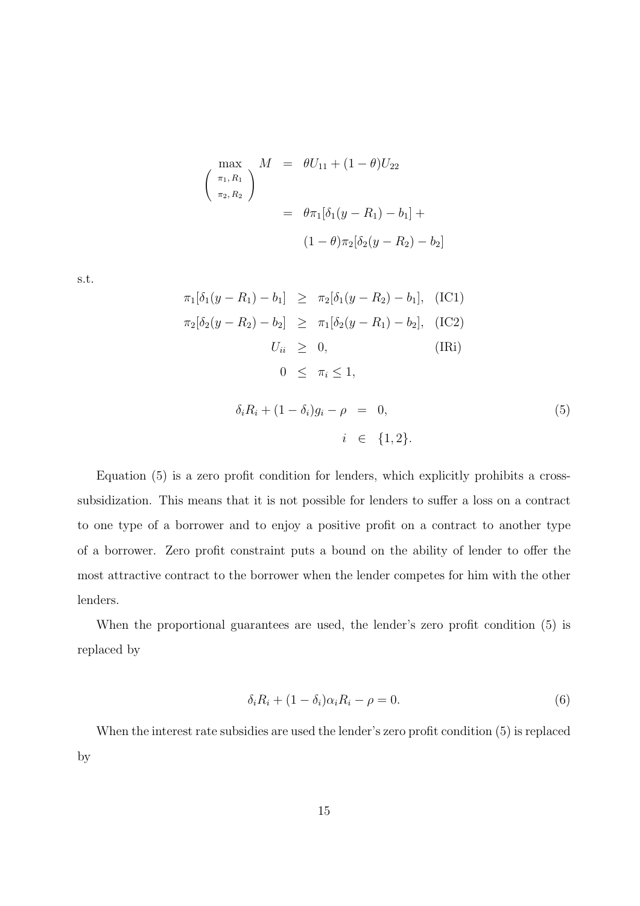$$
\begin{aligned}
\max_{\left(\substack{\pi_1, R_1 \\ \pi_2, R_2}\right)} M &= \theta U_{11} + (1-\theta) U_{22} \\
&= \theta \pi_1 [\delta_1 (y - R_1) - b_1] + \\
&\quad (1-\theta) \pi_2 [\delta_2 (y - R_2) - b_2]
\end{aligned}
$$

s.t.

$$
\begin{aligned}
\pi_1[\delta_1(y - R_1) - b_1] &\geq \pi_2[\delta_1(y - R_2) - b_1], \quad \text{(IC1)} \\
\pi_2[\delta_2(y - R_2) - b_2] &\geq \pi_1[\delta_2(y - R_1) - b_2], \quad \text{(IC2)} \\
U_{ii} &\geq 0, \quad \text{(IRi)} \\
0 &\leq \pi_i \leq 1,
\end{aligned}
$$

$$
\begin{aligned}
\delta_i R_i + (1 - \delta_i) g_i - \rho &= 0, \\
i &\in \{1, 2\}.
\end{aligned} \tag{5}
$$

Equation (5) is a zero profit condition for lenders, which explicitly prohibits a cross-subsidization. This means that it is not possible for lenders to suffer a loss on a contract to one type of a borrower and to enjoy a positive profit on a contract to another type of a borrower. Zero profit constraint puts a bound on the ability of lender to offer the most attractive contract to the borrower when the lender competes for him with the other lenders.

When the proportional guarantees are used, the lender's zero profit condition (5) is replaced by

$$
\delta_i R_i + (1 - \delta_i) \alpha_i R_i - \rho = 0. \tag{6}
$$

When the interest rate subsidies are used the lender's zero profit condition (5) is replaced by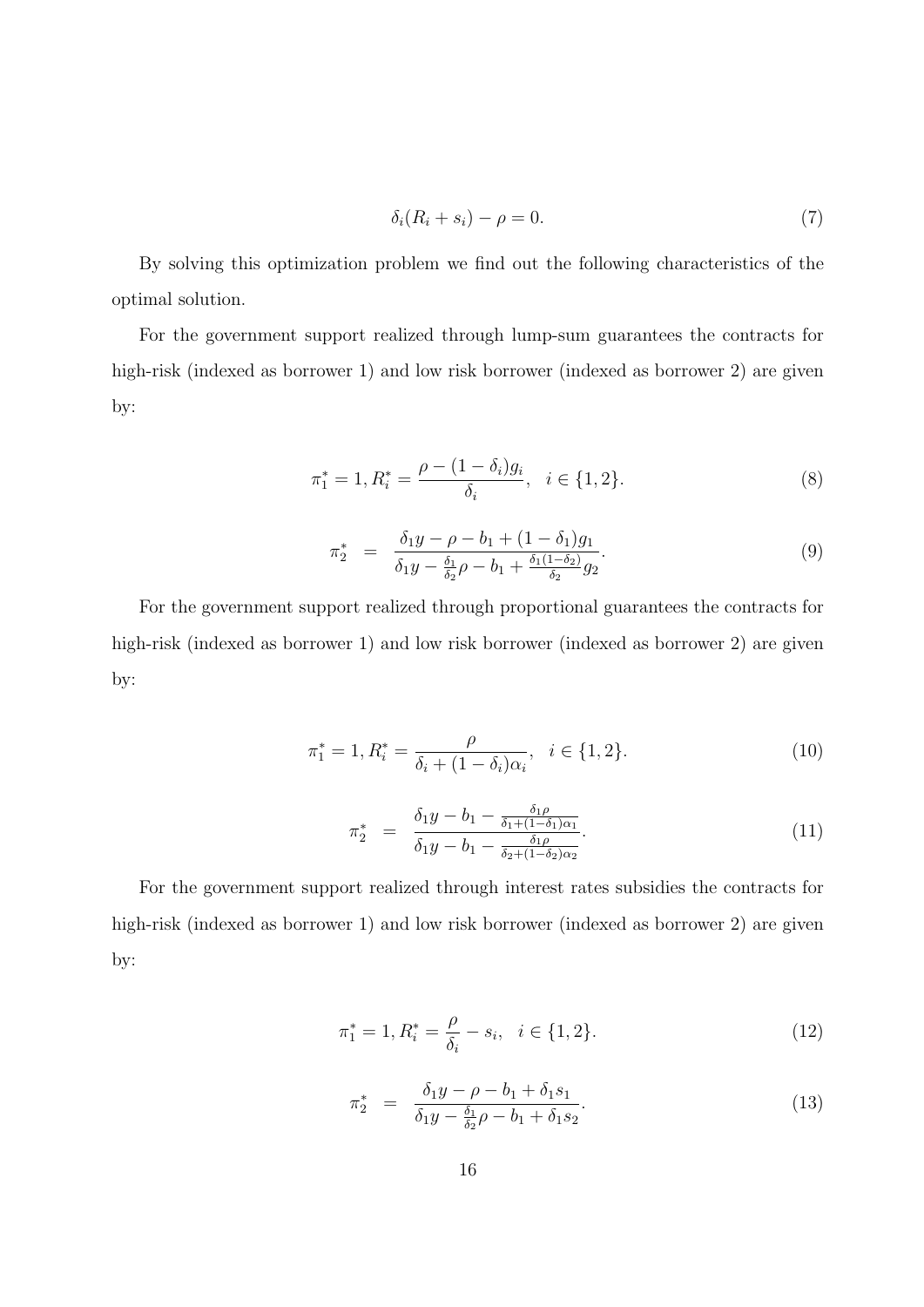$$\delta_i(R_i + s_i) - \rho = 0. \tag{7}$$

By solving this optimization problem we find out the following characteristics of the optimal solution.

For the government support realized through lump-sum guarantees the contracts for high-risk (indexed as borrower 1) and low risk borrower (indexed as borrower 2) are given by:

$$\pi_1^* = 1, R_i^* = \frac{\rho - (1 - \delta_i)g_i}{\delta_i}, \quad i \in \{1, 2\}. \tag{8}$$

$$\pi_2^* = \frac{\delta_1 y - \rho - b_1 + (1 - \delta_1)g_1}{\delta_1 y - \frac{\delta_1}{\delta_2}\rho - b_1 + \frac{\delta_1(1-\delta_2)}{\delta_2}g_2}. \tag{9}$$

For the government support realized through proportional guarantees the contracts for high-risk (indexed as borrower 1) and low risk borrower (indexed as borrower 2) are given by:

$$\pi_1^* = 1, R_i^* = \frac{\rho}{\delta_i + (1 - \delta_i)\alpha_i}, \quad i \in \{1, 2\}. \tag{10}$$

$$\pi_2^* = \frac{\delta_1 y - b_1 - \frac{\delta_1 \rho}{\delta_1 + (1-\delta_1)\alpha_1}}{\delta_1 y - b_1 - \frac{\delta_1 \rho}{\delta_2 + (1-\delta_2)\alpha_2}}. \tag{11}$$

For the government support realized through interest rates subsidies the contracts for high-risk (indexed as borrower 1) and low risk borrower (indexed as borrower 2) are given by:

$$\pi_1^* = 1, R_i^* = \frac{\rho}{\delta_i} - s_i, \quad i \in \{1, 2\}. \tag{12}$$

$$\pi_2^* = \frac{\delta_1 y - \rho - b_1 + \delta_1 s_1}{\delta_1 y - \frac{\delta_1}{\delta_2}\rho - b_1 + \delta_1 s_2}. \tag{13}$$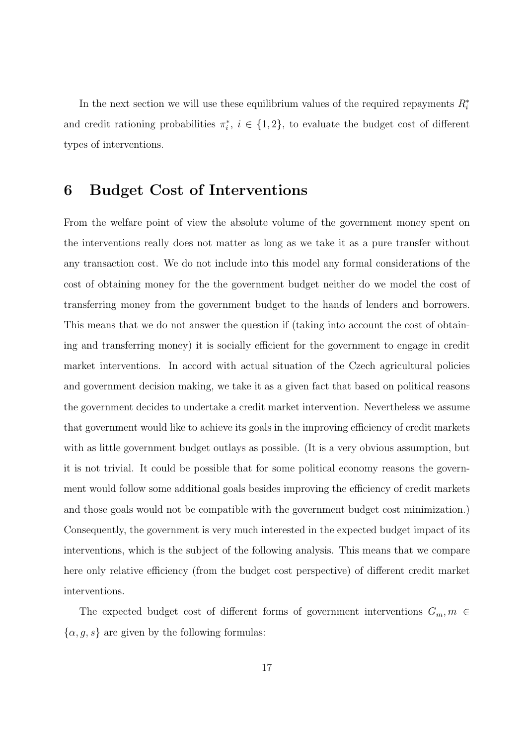In the next section we will use these equilibrium values of the required repayments $R_i^*$ and credit rationing probabilities $\pi_i^*$, $i \in \{1, 2\}$, to evaluate the budget cost of different types of interventions.

# 6 Budget Cost of Interventions

From the welfare point of view the absolute volume of the government money spent on the interventions really does not matter as long as we take it as a pure transfer without any transaction cost. We do not include into this model any formal considerations of the cost of obtaining money for the the government budget neither do we model the cost of transferring money from the government budget to the hands of lenders and borrowers. This means that we do not answer the question if (taking into account the cost of obtaining and transferring money) it is socially efficient for the government to engage in credit market interventions. In accord with actual situation of the Czech agricultural policies and government decision making, we take it as a given fact that based on political reasons the government decides to undertake a credit market intervention. Nevertheless we assume that government would like to achieve its goals in the improving efficiency of credit markets with as little government budget outlays as possible. (It is a very obvious assumption, but it is not trivial. It could be possible that for some political economy reasons the government would follow some additional goals besides improving the efficiency of credit markets and those goals would not be compatible with the government budget cost minimization.) Consequently, the government is very much interested in the expected budget impact of its interventions, which is the subject of the following analysis. This means that we compare here only relative efficiency (from the budget cost perspective) of different credit market interventions.

The expected budget cost of different forms of government interventions $G_m, m \in \{\alpha, g, s\}$ are given by the following formulas: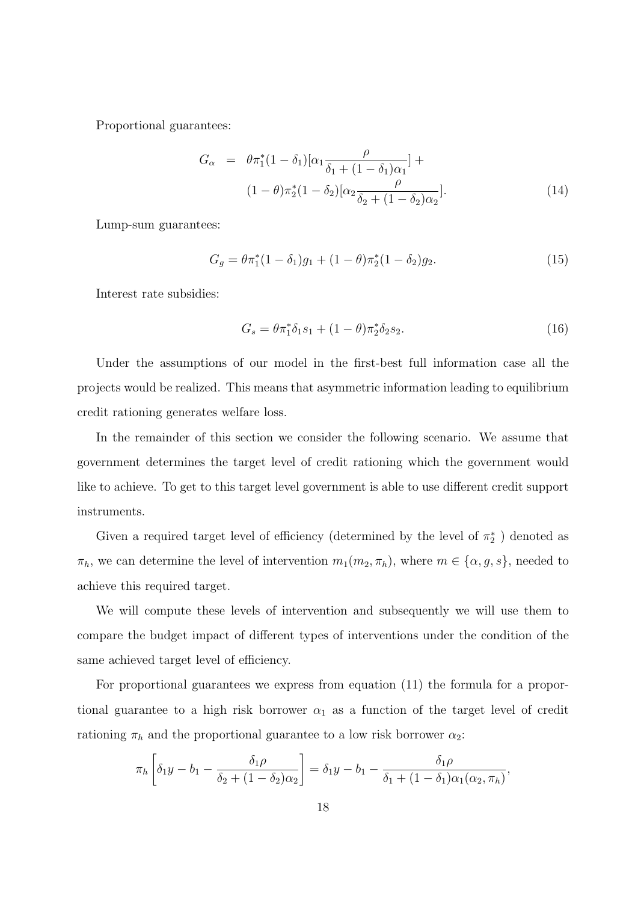Proportional guarantees:

$$
\begin{aligned}
G_\alpha &= \theta\pi_1^*(1-\delta_1)[\alpha_1\frac{\rho}{\delta_1+(1-\delta_1)\alpha_1}] + \\
&\quad (1-\theta)\pi_2^*(1-\delta_2)[\alpha_2\frac{\rho}{\delta_2+(1-\delta_2)\alpha_2}].
\end{aligned} \tag{14}
$$

Lump-sum guarantees:

$$
G_g = \theta\pi_1^*(1-\delta_1)g_1 + (1-\theta)\pi_2^*(1-\delta_2)g_2. \tag{15}
$$

Interest rate subsidies:

$$
G_s = \theta\pi_1^*\delta_1 s_1 + (1-\theta)\pi_2^*\delta_2 s_2. \tag{16}
$$

Under the assumptions of our model in the first-best full information case all the projects would be realized. This means that asymmetric information leading to equilibrium credit rationing generates welfare loss.

In the remainder of this section we consider the following scenario. We assume that government determines the target level of credit rationing which the government would like to achieve. To get to this target level government is able to use different credit support instruments.

Given a required target level of efficiency (determined by the level of $\pi_2^*$ ) denoted as $\pi_h$, we can determine the level of intervention $m_1(m_2, \pi_h)$, where $m \in \{\alpha, g, s\}$, needed to achieve this required target.

We will compute these levels of intervention and subsequently we will use them to compare the budget impact of different types of interventions under the condition of the same achieved target level of efficiency.

For proportional guarantees we express from equation (11) the formula for a proportional guarantee to a high risk borrower $\alpha_1$ as a function of the target level of credit rationing $\pi_h$ and the proportional guarantee to a low risk borrower $\alpha_2$:

$$
\pi_h\left[\delta_1 y - b_1 - \frac{\delta_1\rho}{\delta_2+(1-\delta_2)\alpha_2}\right] = \delta_1 y - b_1 - \frac{\delta_1\rho}{\delta_1+(1-\delta_1)\alpha_1(\alpha_2,\pi_h)},
$$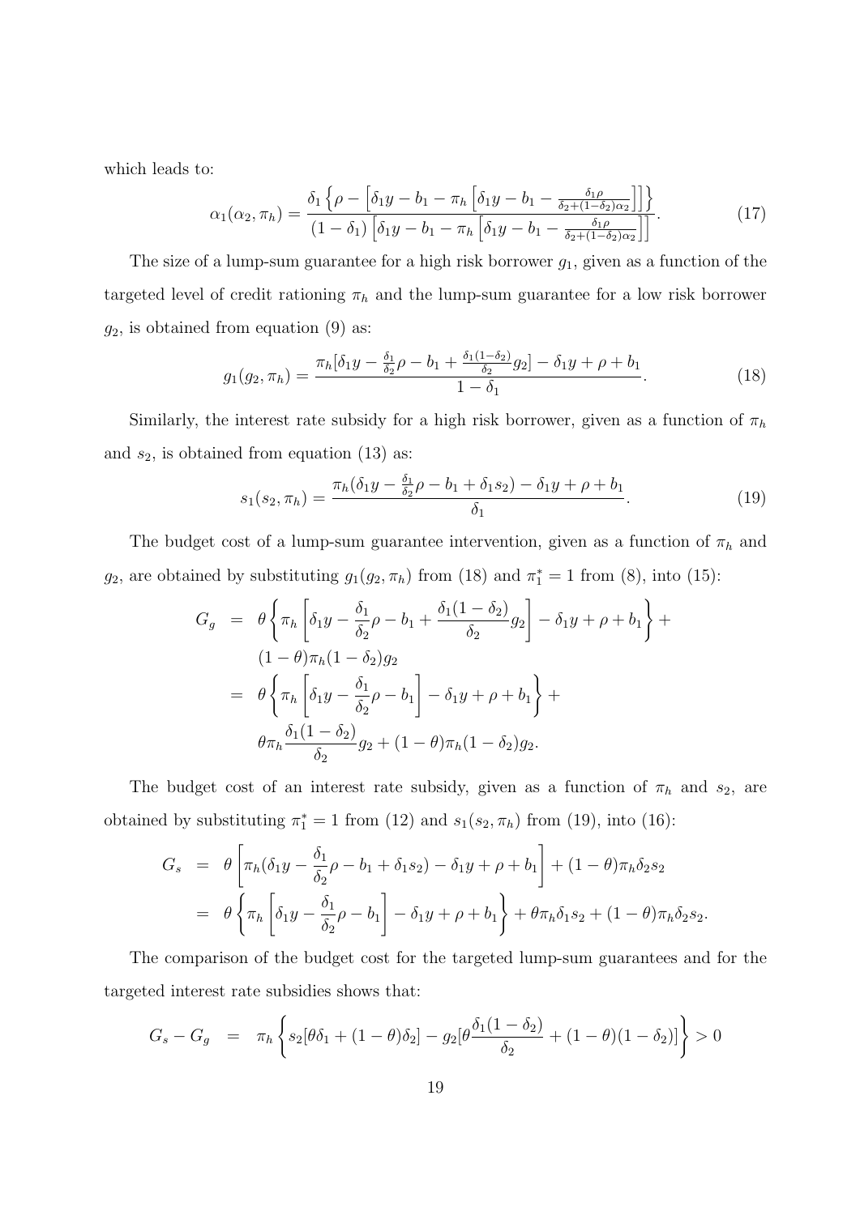which leads to:

$$\alpha_1(\alpha_2, \pi_h) = \frac{\delta_1 \left\{ \rho - \left[ \delta_1 y - b_1 - \pi_h \left[ \delta_1 y - b_1 - \frac{\delta_1 \rho}{\delta_2 + (1-\delta_2)\alpha_2} \right] \right] \right\}}{(1-\delta_1) \left[ \delta_1 y - b_1 - \pi_h \left[ \delta_1 y - b_1 - \frac{\delta_1 \rho}{\delta_2 + (1-\delta_2)\alpha_2} \right] \right]}. \tag{17}$$

The size of a lump-sum guarantee for a high risk borrower $g_1$, given as a function of the targeted level of credit rationing $\pi_h$ and the lump-sum guarantee for a low risk borrower $g_2$, is obtained from equation (9) as:

$$g_1(g_2, \pi_h) = \frac{\pi_h[\delta_1 y - \frac{\delta_1}{\delta_2}\rho - b_1 + \frac{\delta_1(1-\delta_2)}{\delta_2} g_2] - \delta_1 y + \rho + b_1}{1 - \delta_1}. \tag{18}$$

Similarly, the interest rate subsidy for a high risk borrower, given as a function of $\pi_h$ and $s_2$, is obtained from equation (13) as:

$$s_1(s_2, \pi_h) = \frac{\pi_h(\delta_1 y - \frac{\delta_1}{\delta_2}\rho - b_1 + \delta_1 s_2) - \delta_1 y + \rho + b_1}{\delta_1}. \tag{19}$$

The budget cost of a lump-sum guarantee intervention, given as a function of $\pi_h$ and $g_2$, are obtained by substituting $g_1(g_2, \pi_h)$ from (18) and $\pi_1^* = 1$ from (8), into (15):

$$\begin{aligned}
G_g &= \theta \left\{ \pi_h \left[ \delta_1 y - \frac{\delta_1}{\delta_2}\rho - b_1 + \frac{\delta_1(1-\delta_2)}{\delta_2} g_2 \right] - \delta_1 y + \rho + b_1 \right\} + \\
&\quad (1-\theta)\pi_h(1-\delta_2)g_2 \\
&= \theta \left\{ \pi_h \left[ \delta_1 y - \frac{\delta_1}{\delta_2}\rho - b_1 \right] - \delta_1 y + \rho + b_1 \right\} + \\
&\quad \theta \pi_h \frac{\delta_1(1-\delta_2)}{\delta_2} g_2 + (1-\theta)\pi_h(1-\delta_2)g_2.
\end{aligned}$$

The budget cost of an interest rate subsidy, given as a function of $\pi_h$ and $s_2$, are obtained by substituting $\pi_1^* = 1$ from (12) and $s_1(s_2, \pi_h)$ from (19), into (16):

$$\begin{aligned}
G_s &= \theta \left[ \pi_h(\delta_1 y - \frac{\delta_1}{\delta_2}\rho - b_1 + \delta_1 s_2) - \delta_1 y + \rho + b_1 \right] + (1-\theta)\pi_h \delta_2 s_2 \\
&= \theta \left\{ \pi_h \left[ \delta_1 y - \frac{\delta_1}{\delta_2}\rho - b_1 \right] - \delta_1 y + \rho + b_1 \right\} + \theta \pi_h \delta_1 s_2 + (1-\theta)\pi_h \delta_2 s_2.
\end{aligned}$$

The comparison of the budget cost for the targeted lump-sum guarantees and for the targeted interest rate subsidies shows that:

$$G_s - G_g = \pi_h \left\{ s_2[\theta\delta_1 + (1-\theta)\delta_2] - g_2[\theta \frac{\delta_1(1-\delta_2)}{\delta_2} + (1-\theta)(1-\delta_2)] \right\} > 0$$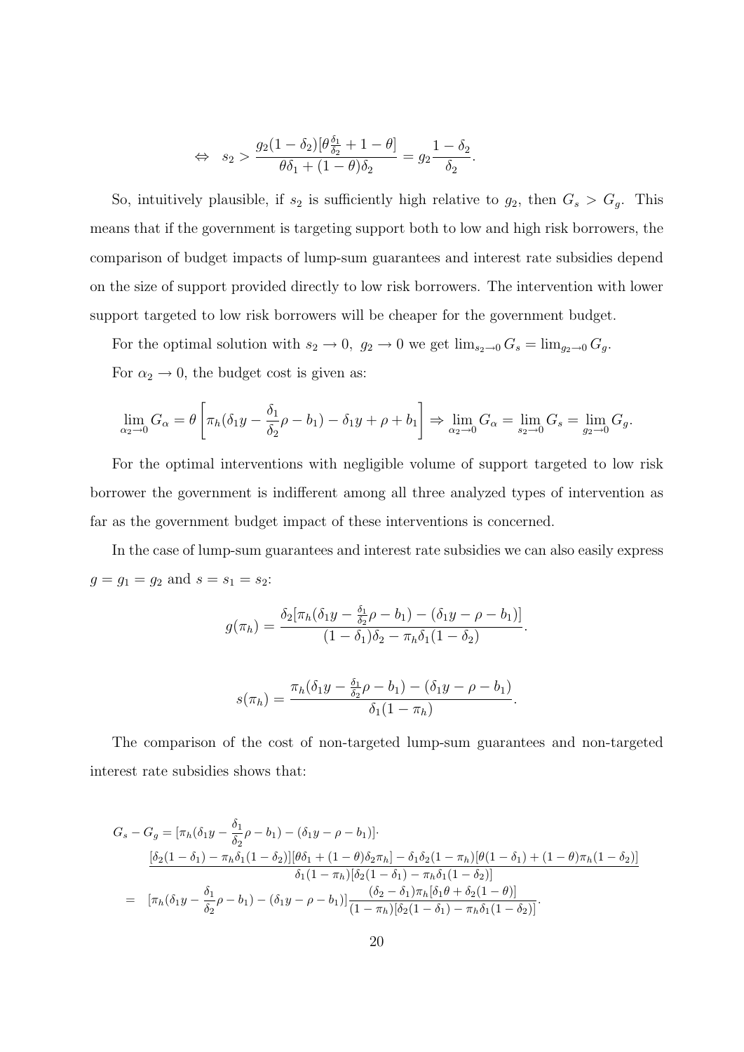$$\Leftrightarrow \quad s_2 > \frac{g_2(1-\delta_2)[\theta\frac{\delta_1}{\delta_2} + 1 - \theta]}{\theta\delta_1 + (1-\theta)\delta_2} = g_2\frac{1-\delta_2}{\delta_2}.$$

So, intuitively plausible, if $s_2$ is sufficiently high relative to $g_2$, then $G_s > G_g$. This means that if the government is targeting support both to low and high risk borrowers, the comparison of budget impacts of lump-sum guarantees and interest rate subsidies depend on the size of support provided directly to low risk borrowers. The intervention with lower support targeted to low risk borrowers will be cheaper for the government budget.

For the optimal solution with $s_2 \to 0,\ g_2 \to 0$ we get $\lim_{s_2 \to 0} G_s = \lim_{g_2 \to 0} G_g$.

For $\alpha_2 \to 0$, the budget cost is given as:

$$\lim_{\alpha_2 \to 0} G_\alpha = \theta\left[\pi_h(\delta_1 y - \frac{\delta_1}{\delta_2}\rho - b_1) - \delta_1 y + \rho + b_1\right] \Rightarrow \lim_{\alpha_2 \to 0} G_\alpha = \lim_{s_2 \to 0} G_s = \lim_{g_2 \to 0} G_g.$$

For the optimal interventions with negligible volume of support targeted to low risk borrower the government is indifferent among all three analyzed types of intervention as far as the government budget impact of these interventions is concerned.

In the case of lump-sum guarantees and interest rate subsidies we can also easily express $g = g_1 = g_2$ and $s = s_1 = s_2$:

$$g(\pi_h) = \frac{\delta_2[\pi_h(\delta_1 y - \frac{\delta_1}{\delta_2}\rho - b_1) - (\delta_1 y - \rho - b_1)]}{(1-\delta_1)\delta_2 - \pi_h\delta_1(1-\delta_2)}.$$

$$s(\pi_h) = \frac{\pi_h(\delta_1 y - \frac{\delta_1}{\delta_2}\rho - b_1) - (\delta_1 y - \rho - b_1)}{\delta_1(1-\pi_h)}.$$

The comparison of the cost of non-targeted lump-sum guarantees and non-targeted interest rate subsidies shows that:

$$\begin{aligned}
G_s - G_g &= [\pi_h(\delta_1 y - \frac{\delta_1}{\delta_2}\rho - b_1) - (\delta_1 y - \rho - b_1)]\cdot \\
&\quad \frac{[\delta_2(1-\delta_1) - \pi_h\delta_1(1-\delta_2)][\theta\delta_1 + (1-\theta)\delta_2\pi_h] - \delta_1\delta_2(1-\pi_h)[\theta(1-\delta_1) + (1-\theta)\pi_h(1-\delta_2)]}{\delta_1(1-\pi_h)[\delta_2(1-\delta_1) - \pi_h\delta_1(1-\delta_2)]} \\
&= [\pi_h(\delta_1 y - \frac{\delta_1}{\delta_2}\rho - b_1) - (\delta_1 y - \rho - b_1)]\frac{(\delta_2 - \delta_1)\pi_h[\delta_1\theta + \delta_2(1-\theta)]}{(1-\pi_h)[\delta_2(1-\delta_1) - \pi_h\delta_1(1-\delta_2)]}.
\end{aligned}$$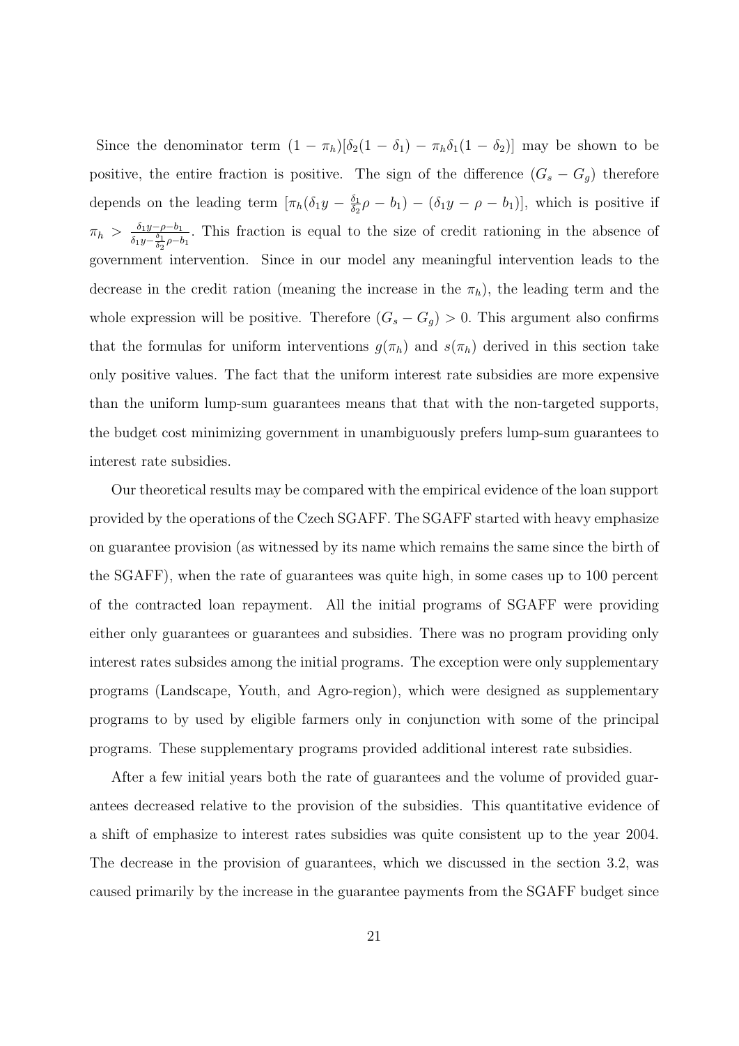Since the denominator term $(1 - \pi_h)[\delta_2(1 - \delta_1) - \pi_h\delta_1(1 - \delta_2)]$ may be shown to be positive, the entire fraction is positive. The sign of the difference $(G_s - G_g)$ therefore depends on the leading term $[\pi_h(\delta_1 y - \frac{\delta_1}{\delta_2}\rho - b_1) - (\delta_1 y - \rho - b_1)]$, which is positive if $\pi_h > \frac{\delta_1 y - \rho - b_1}{\delta_1 y - \frac{\delta_1}{\delta_2}\rho - b_1}$. This fraction is equal to the size of credit rationing in the absence of government intervention. Since in our model any meaningful intervention leads to the decrease in the credit ration (meaning the increase in the $\pi_h$), the leading term and the whole expression will be positive. Therefore $(G_s - G_g) > 0$. This argument also confirms that the formulas for uniform interventions $g(\pi_h)$ and $s(\pi_h)$ derived in this section take only positive values. The fact that the uniform interest rate subsidies are more expensive than the uniform lump-sum guarantees means that that with the non-targeted supports, the budget cost minimizing government in unambiguously prefers lump-sum guarantees to interest rate subsidies.

Our theoretical results may be compared with the empirical evidence of the loan support provided by the operations of the Czech SGAFF. The SGAFF started with heavy emphasize on guarantee provision (as witnessed by its name which remains the same since the birth of the SGAFF), when the rate of guarantees was quite high, in some cases up to 100 percent of the contracted loan repayment. All the initial programs of SGAFF were providing either only guarantees or guarantees and subsidies. There was no program providing only interest rates subsides among the initial programs. The exception were only supplementary programs (Landscape, Youth, and Agro-region), which were designed as supplementary programs to by used by eligible farmers only in conjunction with some of the principal programs. These supplementary programs provided additional interest rate subsidies.

After a few initial years both the rate of guarantees and the volume of provided guarantees decreased relative to the provision of the subsidies. This quantitative evidence of a shift of emphasize to interest rates subsidies was quite consistent up to the year 2004. The decrease in the provision of guarantees, which we discussed in the section 3.2, was caused primarily by the increase in the guarantee payments from the SGAFF budget since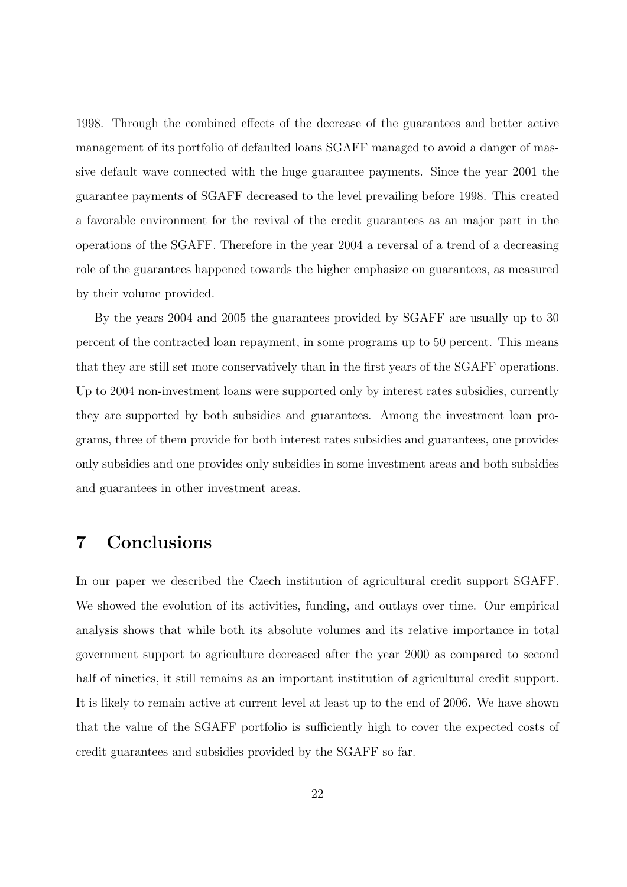1998. Through the combined effects of the decrease of the guarantees and better active management of its portfolio of defaulted loans SGAFF managed to avoid a danger of massive default wave connected with the huge guarantee payments. Since the year 2001 the guarantee payments of SGAFF decreased to the level prevailing before 1998. This created a favorable environment for the revival of the credit guarantees as an major part in the operations of the SGAFF. Therefore in the year 2004 a reversal of a trend of a decreasing role of the guarantees happened towards the higher emphasize on guarantees, as measured by their volume provided.

By the years 2004 and 2005 the guarantees provided by SGAFF are usually up to 30 percent of the contracted loan repayment, in some programs up to 50 percent. This means that they are still set more conservatively than in the first years of the SGAFF operations. Up to 2004 non-investment loans were supported only by interest rates subsidies, currently they are supported by both subsidies and guarantees. Among the investment loan programs, three of them provide for both interest rates subsidies and guarantees, one provides only subsidies and one provides only subsidies in some investment areas and both subsidies and guarantees in other investment areas.

# 7 Conclusions

In our paper we described the Czech institution of agricultural credit support SGAFF. We showed the evolution of its activities, funding, and outlays over time. Our empirical analysis shows that while both its absolute volumes and its relative importance in total government support to agriculture decreased after the year 2000 as compared to second half of nineties, it still remains as an important institution of agricultural credit support. It is likely to remain active at current level at least up to the end of 2006. We have shown that the value of the SGAFF portfolio is sufficiently high to cover the expected costs of credit guarantees and subsidies provided by the SGAFF so far.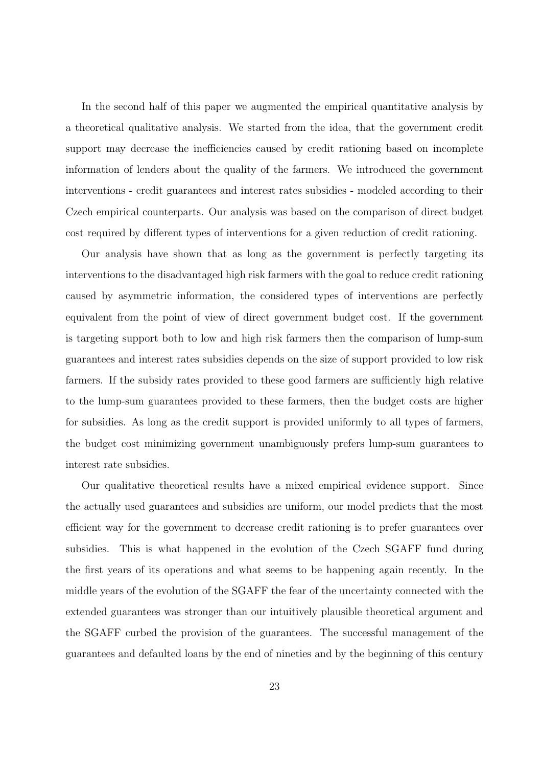In the second half of this paper we augmented the empirical quantitative analysis by a theoretical qualitative analysis. We started from the idea, that the government credit support may decrease the inefficiencies caused by credit rationing based on incomplete information of lenders about the quality of the farmers. We introduced the government interventions - credit guarantees and interest rates subsidies - modeled according to their Czech empirical counterparts. Our analysis was based on the comparison of direct budget cost required by different types of interventions for a given reduction of credit rationing.

Our analysis have shown that as long as the government is perfectly targeting its interventions to the disadvantaged high risk farmers with the goal to reduce credit rationing caused by asymmetric information, the considered types of interventions are perfectly equivalent from the point of view of direct government budget cost. If the government is targeting support both to low and high risk farmers then the comparison of lump-sum guarantees and interest rates subsidies depends on the size of support provided to low risk farmers. If the subsidy rates provided to these good farmers are sufficiently high relative to the lump-sum guarantees provided to these farmers, then the budget costs are higher for subsidies. As long as the credit support is provided uniformly to all types of farmers, the budget cost minimizing government unambiguously prefers lump-sum guarantees to interest rate subsidies.

Our qualitative theoretical results have a mixed empirical evidence support. Since the actually used guarantees and subsidies are uniform, our model predicts that the most efficient way for the government to decrease credit rationing is to prefer guarantees over subsidies. This is what happened in the evolution of the Czech SGAFF fund during the first years of its operations and what seems to be happening again recently. In the middle years of the evolution of the SGAFF the fear of the uncertainty connected with the extended guarantees was stronger than our intuitively plausible theoretical argument and the SGAFF curbed the provision of the guarantees. The successful management of the guarantees and defaulted loans by the end of nineties and by the beginning of this century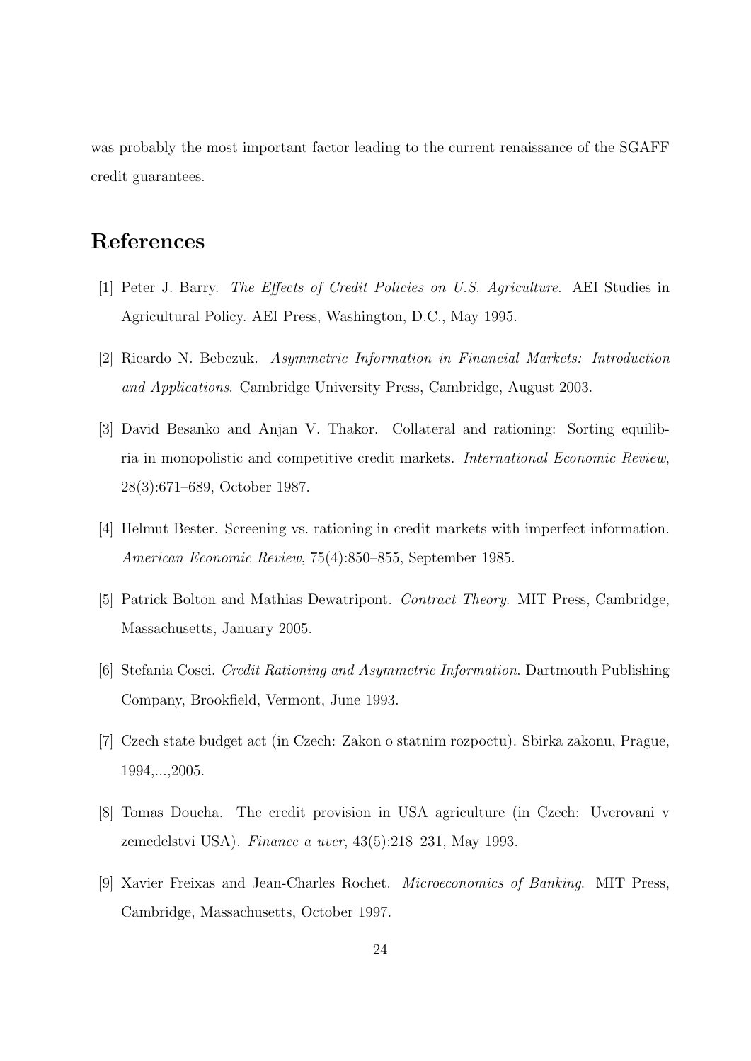was probably the most important factor leading to the current renaissance of the SGAFF credit guarantees.

# References

[1] Peter J. Barry. *The Effects of Credit Policies on U.S. Agriculture*. AEI Studies in Agricultural Policy. AEI Press, Washington, D.C., May 1995.

[2] Ricardo N. Bebczuk. *Asymmetric Information in Financial Markets: Introduction and Applications*. Cambridge University Press, Cambridge, August 2003.

[3] David Besanko and Anjan V. Thakor. Collateral and rationing: Sorting equilibria in monopolistic and competitive credit markets. *International Economic Review*, 28(3):671–689, October 1987.

[4] Helmut Bester. Screening vs. rationing in credit markets with imperfect information. *American Economic Review*, 75(4):850–855, September 1985.

[5] Patrick Bolton and Mathias Dewatripont. *Contract Theory*. MIT Press, Cambridge, Massachusetts, January 2005.

[6] Stefania Cosci. *Credit Rationing and Asymmetric Information*. Dartmouth Publishing Company, Brookfield, Vermont, June 1993.

[7] Czech state budget act (in Czech: Zakon o statnim rozpoctu). Sbirka zakonu, Prague, 1994,...,2005.

[8] Tomas Doucha. The credit provision in USA agriculture (in Czech: Uverovani v zemedelstvi USA). *Finance a uver*, 43(5):218–231, May 1993.

[9] Xavier Freixas and Jean-Charles Rochet. *Microeconomics of Banking*. MIT Press, Cambridge, Massachusetts, October 1997.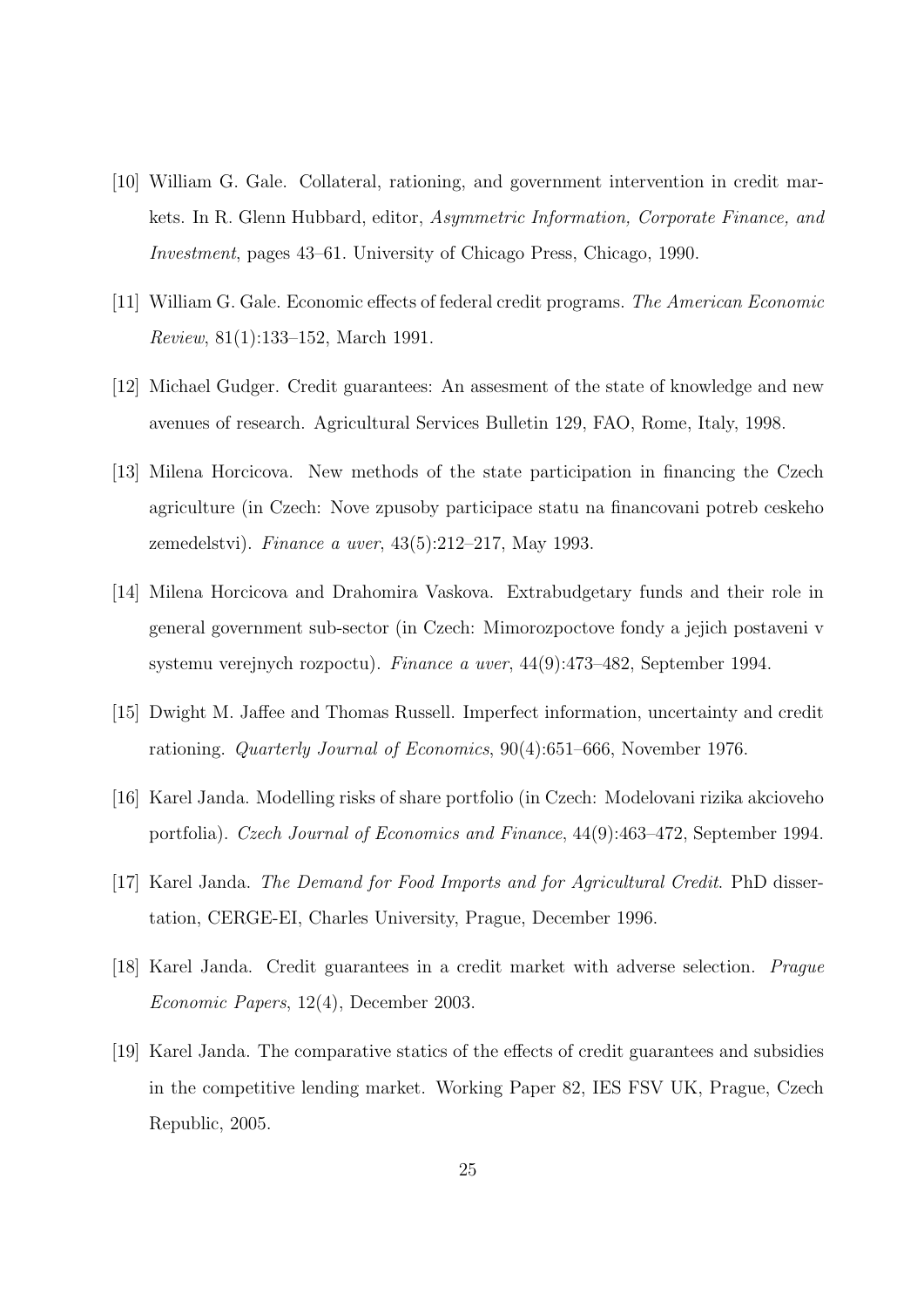[10] William G. Gale. Collateral, rationing, and government intervention in credit markets. In R. Glenn Hubbard, editor, *Asymmetric Information, Corporate Finance, and Investment*, pages 43–61. University of Chicago Press, Chicago, 1990.

[11] William G. Gale. Economic effects of federal credit programs. *The American Economic Review*, 81(1):133–152, March 1991.

[12] Michael Gudger. Credit guarantees: An assesment of the state of knowledge and new avenues of research. Agricultural Services Bulletin 129, FAO, Rome, Italy, 1998.

[13] Milena Horcicova. New methods of the state participation in financing the Czech agriculture (in Czech: Nove zpusoby participace statu na financovani potreb ceskeho zemedelstvi). *Finance a uver*, 43(5):212–217, May 1993.

[14] Milena Horcicova and Drahomira Vaskova. Extrabudgetary funds and their role in general government sub-sector (in Czech: Mimorozpoctove fondy a jejich postaveni v systemu verejnych rozpoctu). *Finance a uver*, 44(9):473–482, September 1994.

[15] Dwight M. Jaffee and Thomas Russell. Imperfect information, uncertainty and credit rationing. *Quarterly Journal of Economics*, 90(4):651–666, November 1976.

[16] Karel Janda. Modelling risks of share portfolio (in Czech: Modelovani rizika akcioveho portfolia). *Czech Journal of Economics and Finance*, 44(9):463–472, September 1994.

[17] Karel Janda. *The Demand for Food Imports and for Agricultural Credit*. PhD dissertation, CERGE-EI, Charles University, Prague, December 1996.

[18] Karel Janda. Credit guarantees in a credit market with adverse selection. *Prague Economic Papers*, 12(4), December 2003.

[19] Karel Janda. The comparative statics of the effects of credit guarantees and subsidies in the competitive lending market. Working Paper 82, IES FSV UK, Prague, Czech Republic, 2005.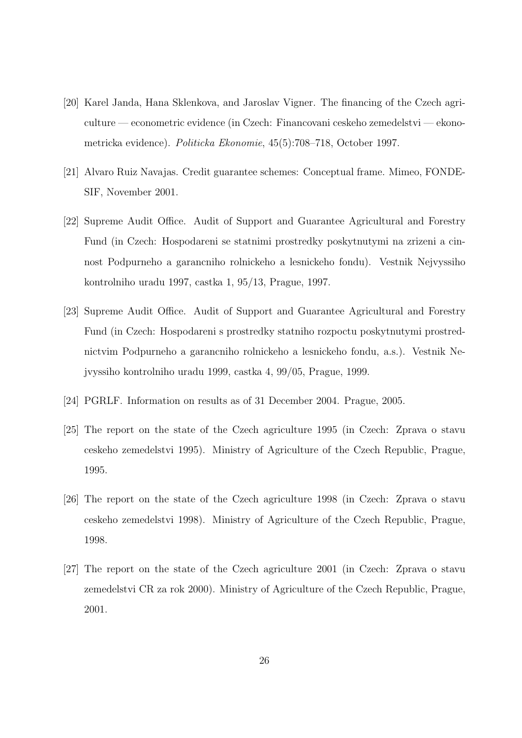[20] Karel Janda, Hana Sklenkova, and Jaroslav Vigner. The financing of the Czech agriculture — econometric evidence (in Czech: Financovani ceskeho zemedelstvi — ekonometricka evidence). *Politicka Ekonomie*, 45(5):708–718, October 1997.

[21] Alvaro Ruiz Navajas. Credit guarantee schemes: Conceptual frame. Mimeo, FONDESIF, November 2001.

[22] Supreme Audit Office. Audit of Support and Guarantee Agricultural and Forestry Fund (in Czech: Hospodareni se statnimi prostredky poskytnutymi na zrizeni a cinnost Podpurneho a garancniho rolnickeho a lesnickeho fondu). Vestnik Nejvyssiho kontrolniho uradu 1997, castka 1, 95/13, Prague, 1997.

[23] Supreme Audit Office. Audit of Support and Guarantee Agricultural and Forestry Fund (in Czech: Hospodareni s prostredky statniho rozpoctu poskytnutymi prostrednictvim Podpurneho a garancniho rolnickeho a lesnickeho fondu, a.s.). Vestnik Nejvyssiho kontrolniho uradu 1999, castka 4, 99/05, Prague, 1999.

[24] PGRLF. Information on results as of 31 December 2004. Prague, 2005.

[25] The report on the state of the Czech agriculture 1995 (in Czech: Zprava o stavu ceskeho zemedelstvi 1995). Ministry of Agriculture of the Czech Republic, Prague, 1995.

[26] The report on the state of the Czech agriculture 1998 (in Czech: Zprava o stavu ceskeho zemedelstvi 1998). Ministry of Agriculture of the Czech Republic, Prague, 1998.

[27] The report on the state of the Czech agriculture 2001 (in Czech: Zprava o stavu zemedelstvi CR za rok 2000). Ministry of Agriculture of the Czech Republic, Prague, 2001.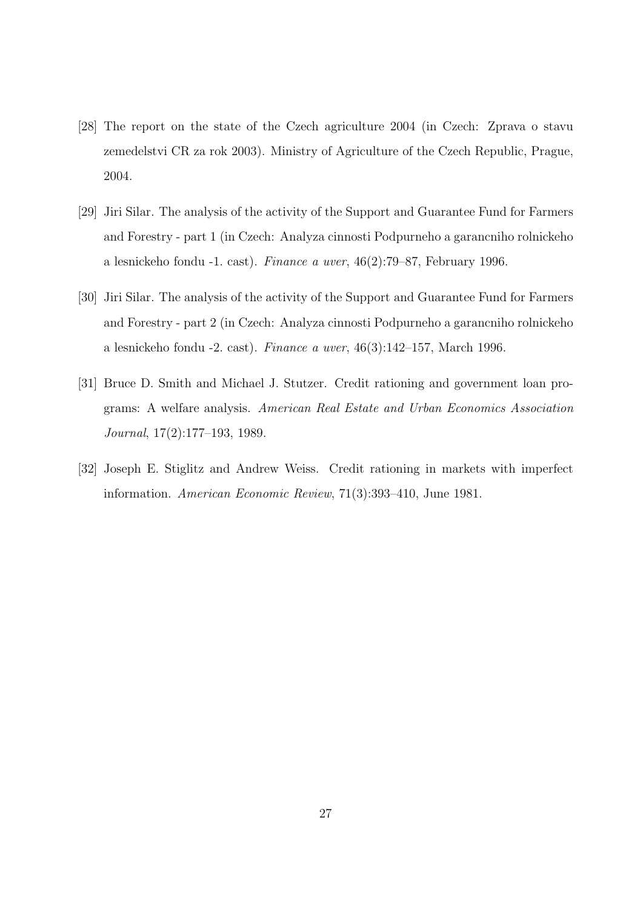[28] The report on the state of the Czech agriculture 2004 (in Czech: Zprava o stavu zemedelstvi CR za rok 2003). Ministry of Agriculture of the Czech Republic, Prague, 2004.

[29] Jiri Silar. The analysis of the activity of the Support and Guarantee Fund for Farmers and Forestry - part 1 (in Czech: Analyza cinnosti Podpurneho a garancniho rolnickeho a lesnickeho fondu -1. cast). *Finance a uver*, 46(2):79–87, February 1996.

[30] Jiri Silar. The analysis of the activity of the Support and Guarantee Fund for Farmers and Forestry - part 2 (in Czech: Analyza cinnosti Podpurneho a garancniho rolnickeho a lesnickeho fondu -2. cast). *Finance a uver*, 46(3):142–157, March 1996.

[31] Bruce D. Smith and Michael J. Stutzer. Credit rationing and government loan programs: A welfare analysis. *American Real Estate and Urban Economics Association Journal*, 17(2):177–193, 1989.

[32] Joseph E. Stiglitz and Andrew Weiss. Credit rationing in markets with imperfect information. *American Economic Review*, 71(3):393–410, June 1981.